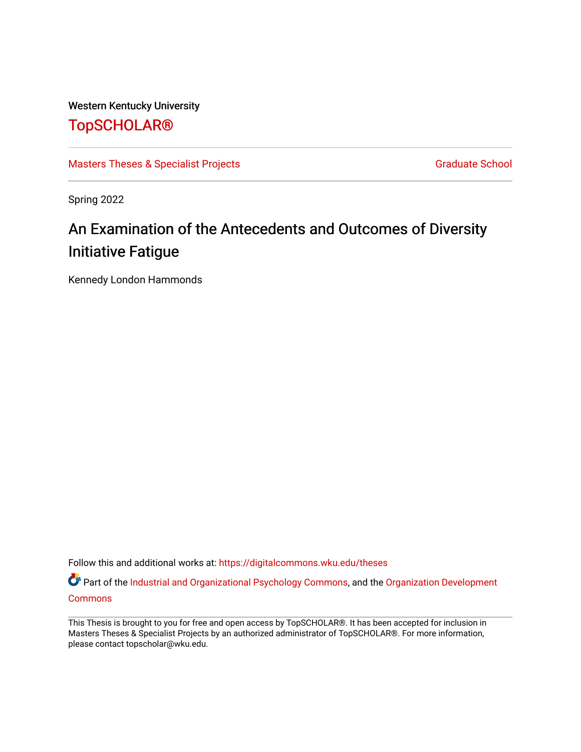Western Kentucky University

# TopSCHOLAR®

Masters Theses & Specialist Projects

Graduate School

Spring 2022

## An Examination of the Antecedents and Outcomes of Diversity Initiative Fatigue

Kennedy London Hammonds

Follow this and additional works at: https://digitalcommons.wku.edu/theses

Part of the Industrial and Organizational Psychology Commons, and the Organization Development Commons

This Thesis is brought to you for free and open access by TopSCHOLAR®. It has been accepted for inclusion in Masters Theses & Specialist Projects by an authorized administrator of TopSCHOLAR®. For more information, please contact topscholar@wku.edu.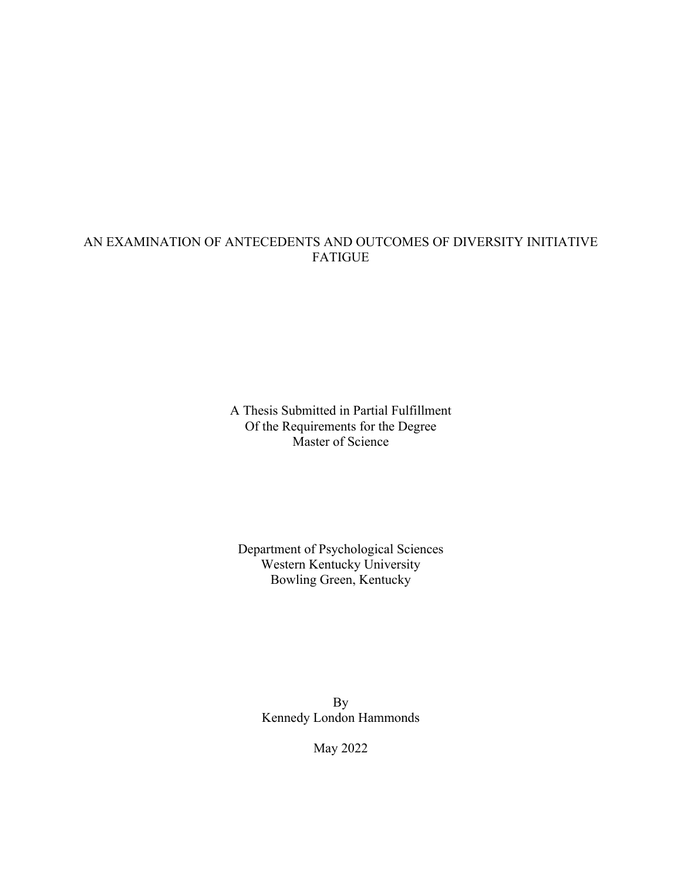# AN EXAMINATION OF ANTECEDENTS AND OUTCOMES OF DIVERSITY INITIATIVE FATIGUE

A Thesis Submitted in Partial Fulfillment
Of the Requirements for the Degree
Master of Science

Department of Psychological Sciences
Western Kentucky University
Bowling Green, Kentucky

By
Kennedy London Hammonds

May 2022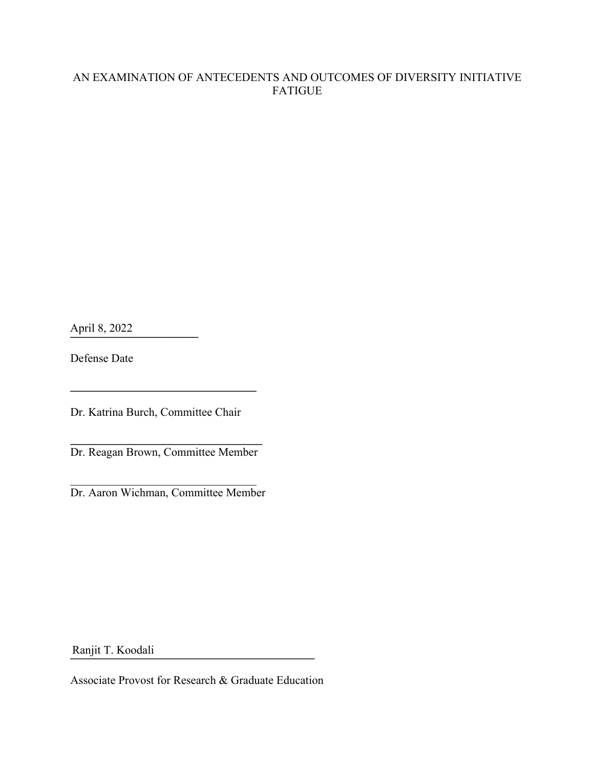AN EXAMINATION OF ANTECEDENTS AND OUTCOMES OF DIVERSITY INITIATIVE FATIGUE

April 8, 2022

Defense Date

Dr. Katrina Burch, Committee Chair

Dr. Reagan Brown, Committee Member

Dr. Aaron Wichman, Committee Member

Ranjit T. Koodali

Associate Provost for Research & Graduate Education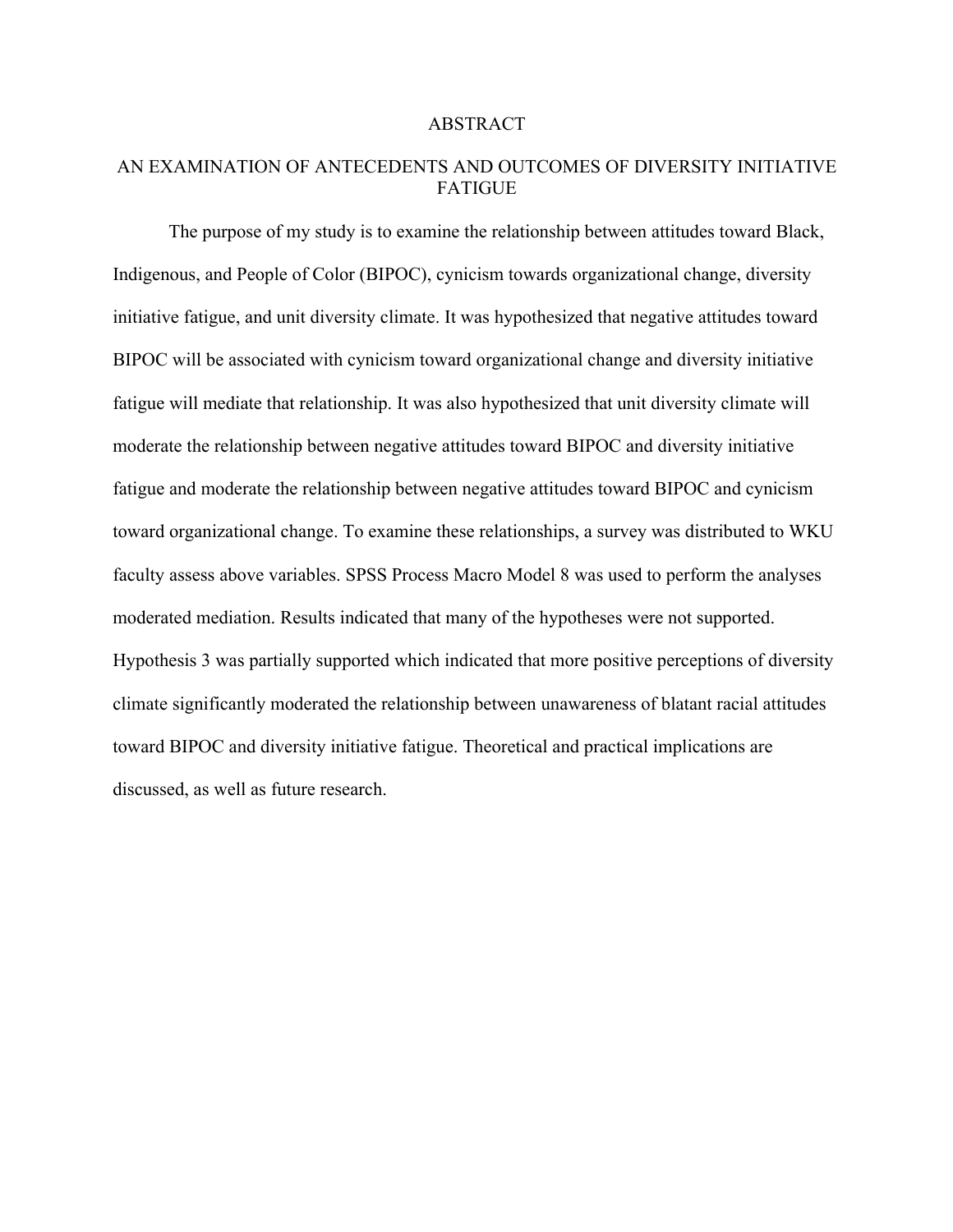# ABSTRACT

## AN EXAMINATION OF ANTECEDENTS AND OUTCOMES OF DIVERSITY INITIATIVE FATIGUE

The purpose of my study is to examine the relationship between attitudes toward Black, Indigenous, and People of Color (BIPOC), cynicism towards organizational change, diversity initiative fatigue, and unit diversity climate. It was hypothesized that negative attitudes toward BIPOC will be associated with cynicism toward organizational change and diversity initiative fatigue will mediate that relationship. It was also hypothesized that unit diversity climate will moderate the relationship between negative attitudes toward BIPOC and diversity initiative fatigue and moderate the relationship between negative attitudes toward BIPOC and cynicism toward organizational change. To examine these relationships, a survey was distributed to WKU faculty assess above variables. SPSS Process Macro Model 8 was used to perform the analyses moderated mediation. Results indicated that many of the hypotheses were not supported. Hypothesis 3 was partially supported which indicated that more positive perceptions of diversity climate significantly moderated the relationship between unawareness of blatant racial attitudes toward BIPOC and diversity initiative fatigue. Theoretical and practical implications are discussed, as well as future research.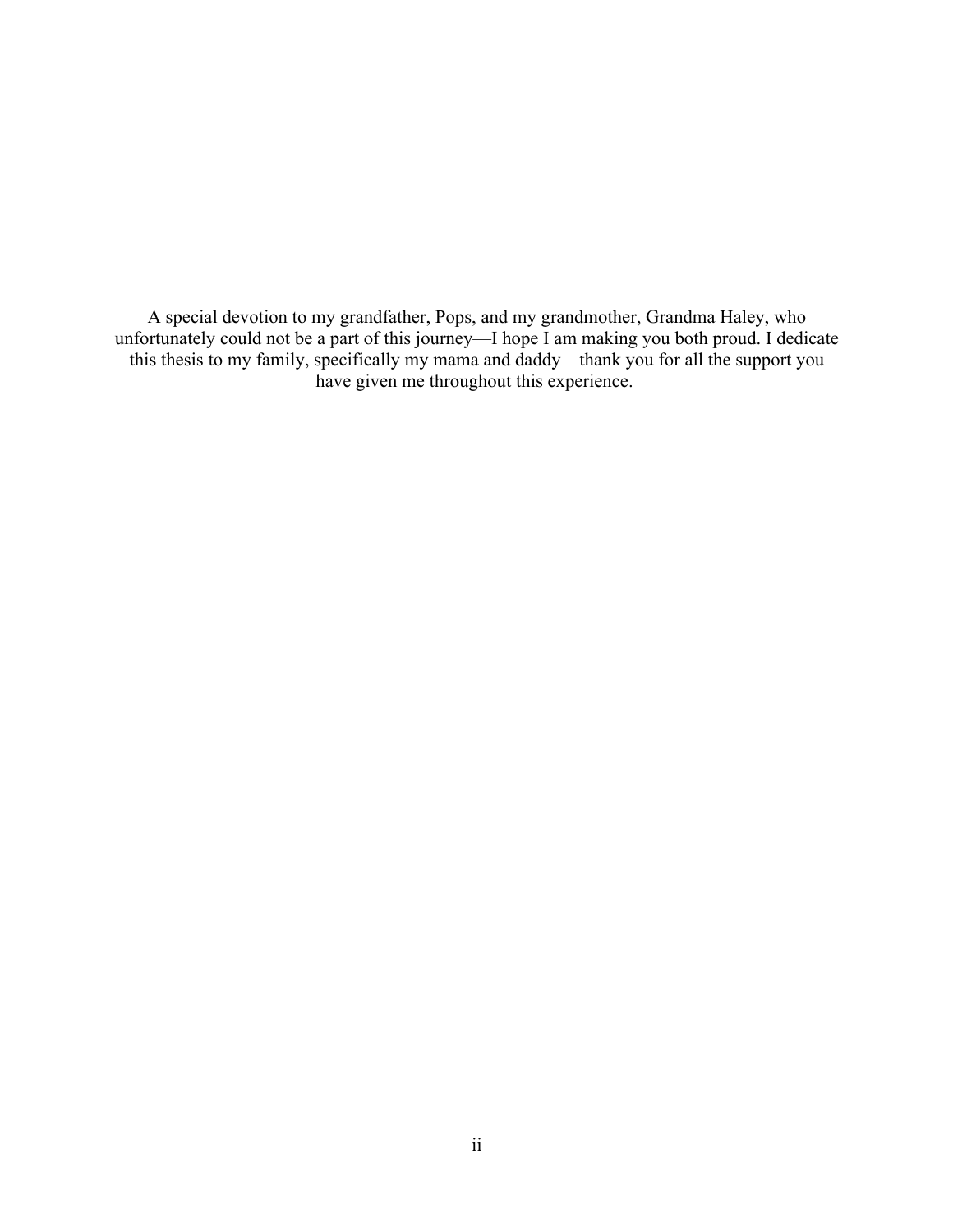A special devotion to my grandfather, Pops, and my grandmother, Grandma Haley, who unfortunately could not be a part of this journey—I hope I am making you both proud. I dedicate this thesis to my family, specifically my mama and daddy—thank you for all the support you have given me throughout this experience.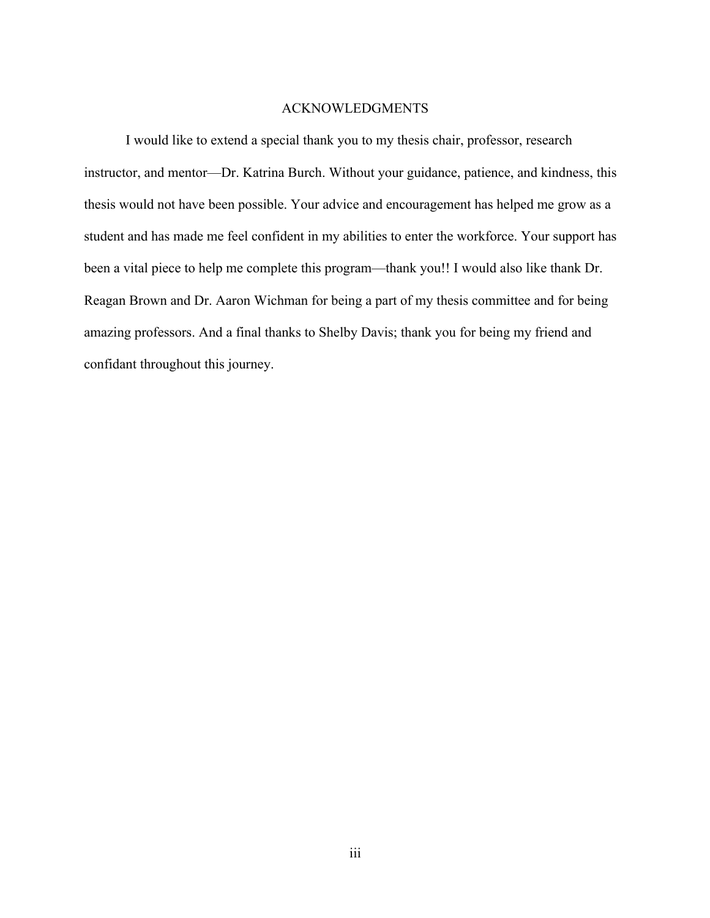# ACKNOWLEDGMENTS

I would like to extend a special thank you to my thesis chair, professor, research instructor, and mentor—Dr. Katrina Burch. Without your guidance, patience, and kindness, this thesis would not have been possible. Your advice and encouragement has helped me grow as a student and has made me feel confident in my abilities to enter the workforce. Your support has been a vital piece to help me complete this program—thank you!! I would also like thank Dr. Reagan Brown and Dr. Aaron Wichman for being a part of my thesis committee and for being amazing professors. And a final thanks to Shelby Davis; thank you for being my friend and confidant throughout this journey.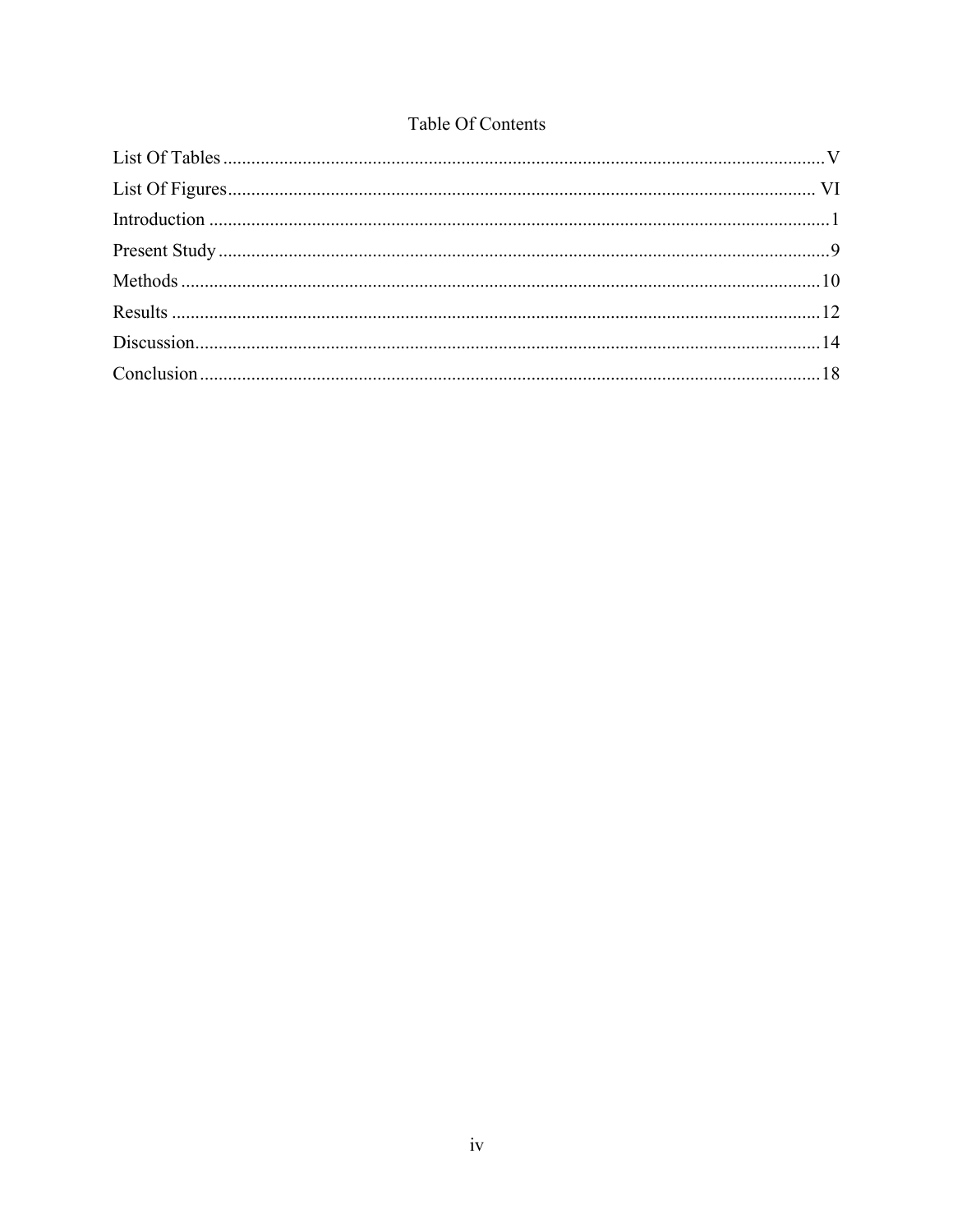# Table Of Contents

List Of Tables ........................................................................................................................ V

List Of Figures ...................................................................................................................... VI

Introduction .............................................................................................................................. 1

Present Study ........................................................................................................................... 9

Methods ................................................................................................................................... 10

Results ..................................................................................................................................... 12

Discussion ................................................................................................................................ 14

Conclusion ............................................................................................................................... 18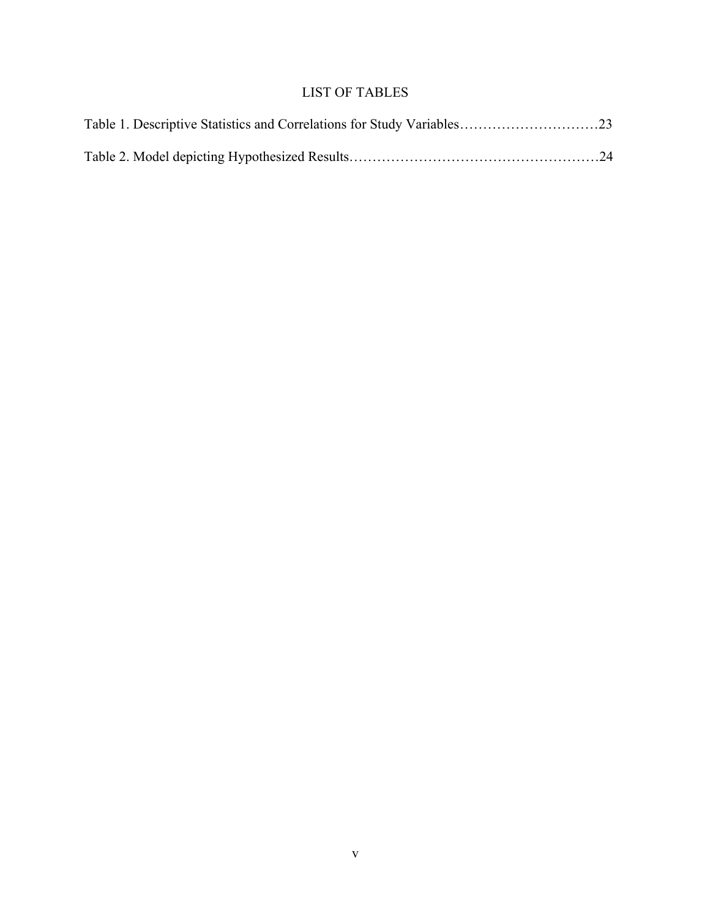# LIST OF TABLES

Table 1. Descriptive Statistics and Correlations for Study Variables…………………………23

Table 2. Model depicting Hypothesized Results………………………………………………24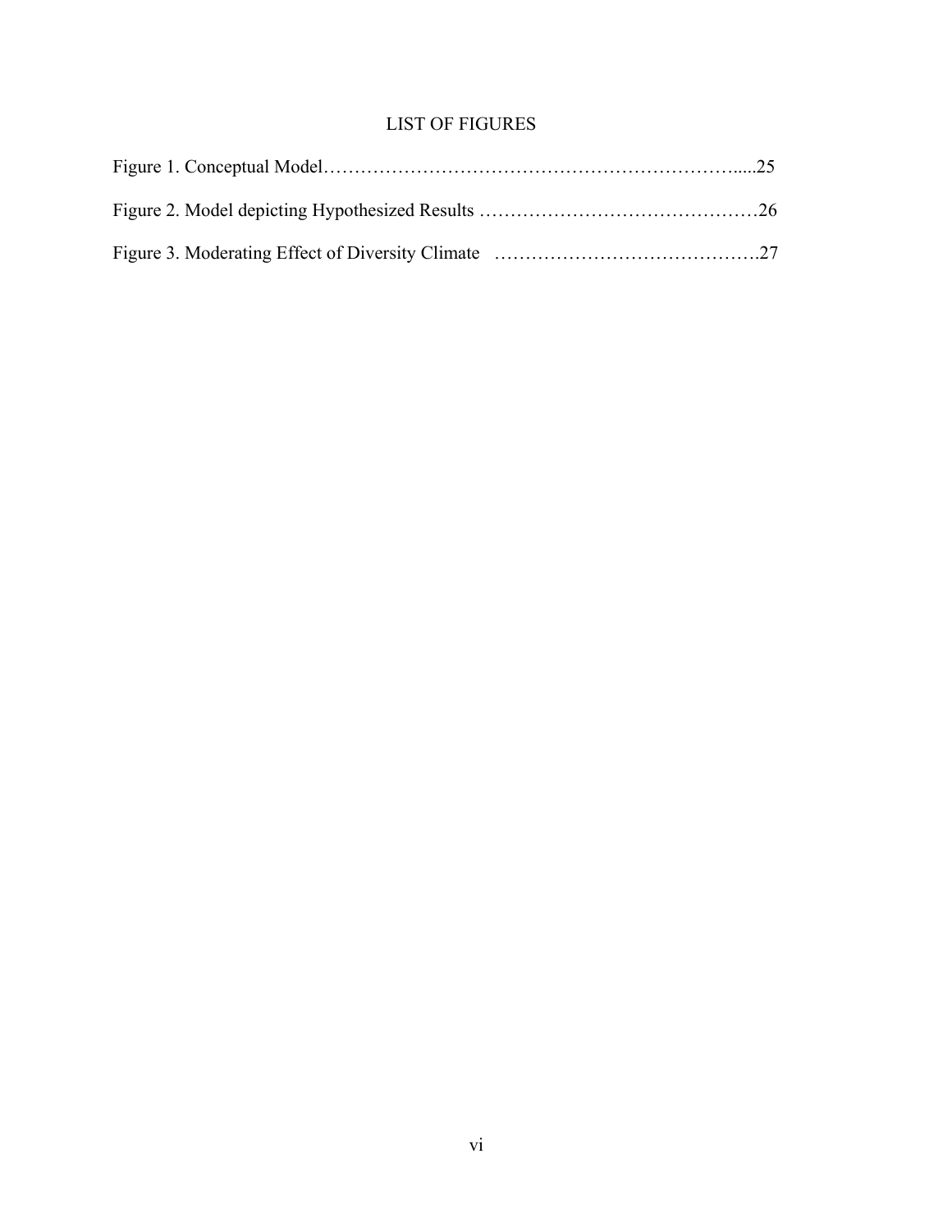# LIST OF FIGURES

Figure 1. Conceptual Model……………………………………………………………....25

Figure 2. Model depicting Hypothesized Results ………………………………………26

Figure 3. Moderating Effect of Diversity Climate …………………………………….27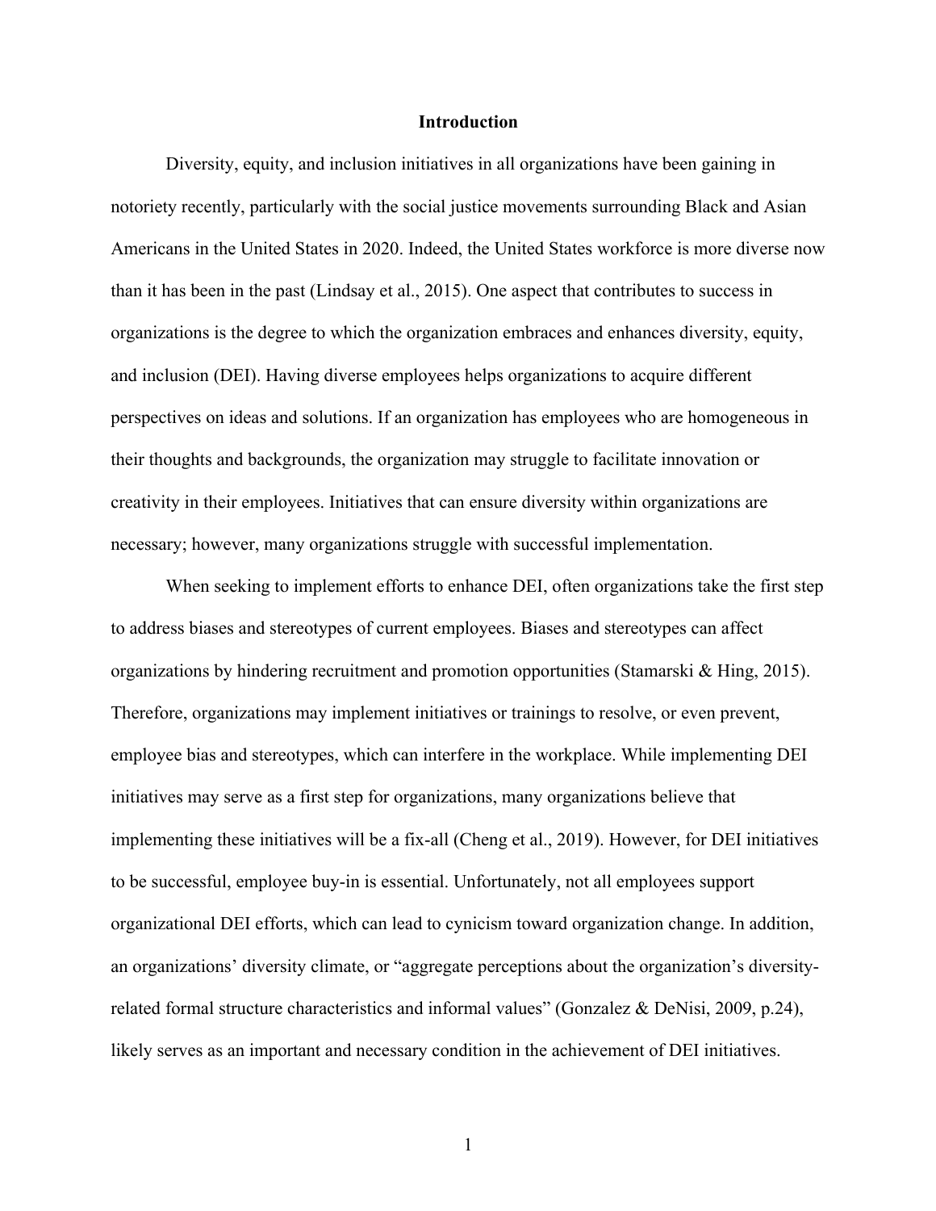# Introduction

Diversity, equity, and inclusion initiatives in all organizations have been gaining in notoriety recently, particularly with the social justice movements surrounding Black and Asian Americans in the United States in 2020. Indeed, the United States workforce is more diverse now than it has been in the past (Lindsay et al., 2015). One aspect that contributes to success in organizations is the degree to which the organization embraces and enhances diversity, equity, and inclusion (DEI). Having diverse employees helps organizations to acquire different perspectives on ideas and solutions. If an organization has employees who are homogeneous in their thoughts and backgrounds, the organization may struggle to facilitate innovation or creativity in their employees. Initiatives that can ensure diversity within organizations are necessary; however, many organizations struggle with successful implementation.

When seeking to implement efforts to enhance DEI, often organizations take the first step to address biases and stereotypes of current employees. Biases and stereotypes can affect organizations by hindering recruitment and promotion opportunities (Stamarski & Hing, 2015). Therefore, organizations may implement initiatives or trainings to resolve, or even prevent, employee bias and stereotypes, which can interfere in the workplace. While implementing DEI initiatives may serve as a first step for organizations, many organizations believe that implementing these initiatives will be a fix-all (Cheng et al., 2019). However, for DEI initiatives to be successful, employee buy-in is essential. Unfortunately, not all employees support organizational DEI efforts, which can lead to cynicism toward organization change. In addition, an organizations' diversity climate, or "aggregate perceptions about the organization's diversity-related formal structure characteristics and informal values" (Gonzalez & DeNisi, 2009, p.24), likely serves as an important and necessary condition in the achievement of DEI initiatives.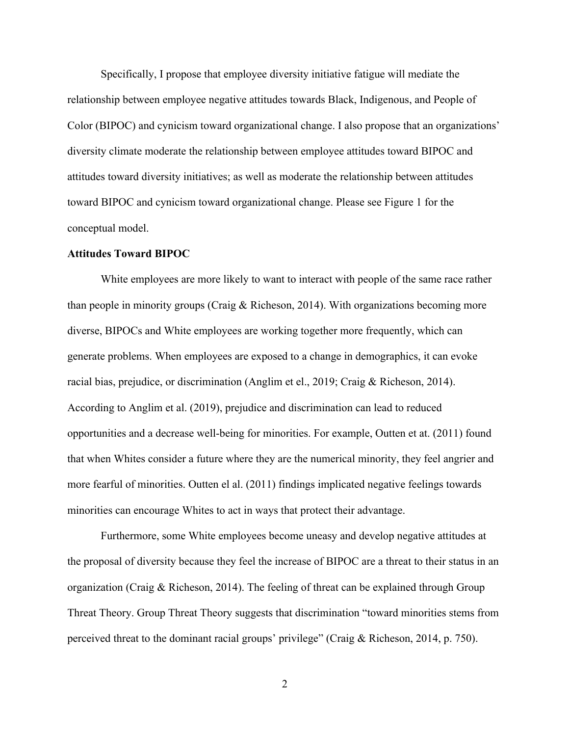Specifically, I propose that employee diversity initiative fatigue will mediate the relationship between employee negative attitudes towards Black, Indigenous, and People of Color (BIPOC) and cynicism toward organizational change. I also propose that an organizations' diversity climate moderate the relationship between employee attitudes toward BIPOC and attitudes toward diversity initiatives; as well as moderate the relationship between attitudes toward BIPOC and cynicism toward organizational change. Please see Figure 1 for the conceptual model.

**Attitudes Toward BIPOC**

White employees are more likely to want to interact with people of the same race rather than people in minority groups (Craig & Richeson, 2014). With organizations becoming more diverse, BIPOCs and White employees are working together more frequently, which can generate problems. When employees are exposed to a change in demographics, it can evoke racial bias, prejudice, or discrimination (Anglim et el., 2019; Craig & Richeson, 2014). According to Anglim et al. (2019), prejudice and discrimination can lead to reduced opportunities and a decrease well-being for minorities. For example, Outten et at. (2011) found that when Whites consider a future where they are the numerical minority, they feel angrier and more fearful of minorities. Outten el al. (2011) findings implicated negative feelings towards minorities can encourage Whites to act in ways that protect their advantage.

Furthermore, some White employees become uneasy and develop negative attitudes at the proposal of diversity because they feel the increase of BIPOC are a threat to their status in an organization (Craig & Richeson, 2014). The feeling of threat can be explained through Group Threat Theory. Group Threat Theory suggests that discrimination "toward minorities stems from perceived threat to the dominant racial groups' privilege" (Craig & Richeson, 2014, p. 750).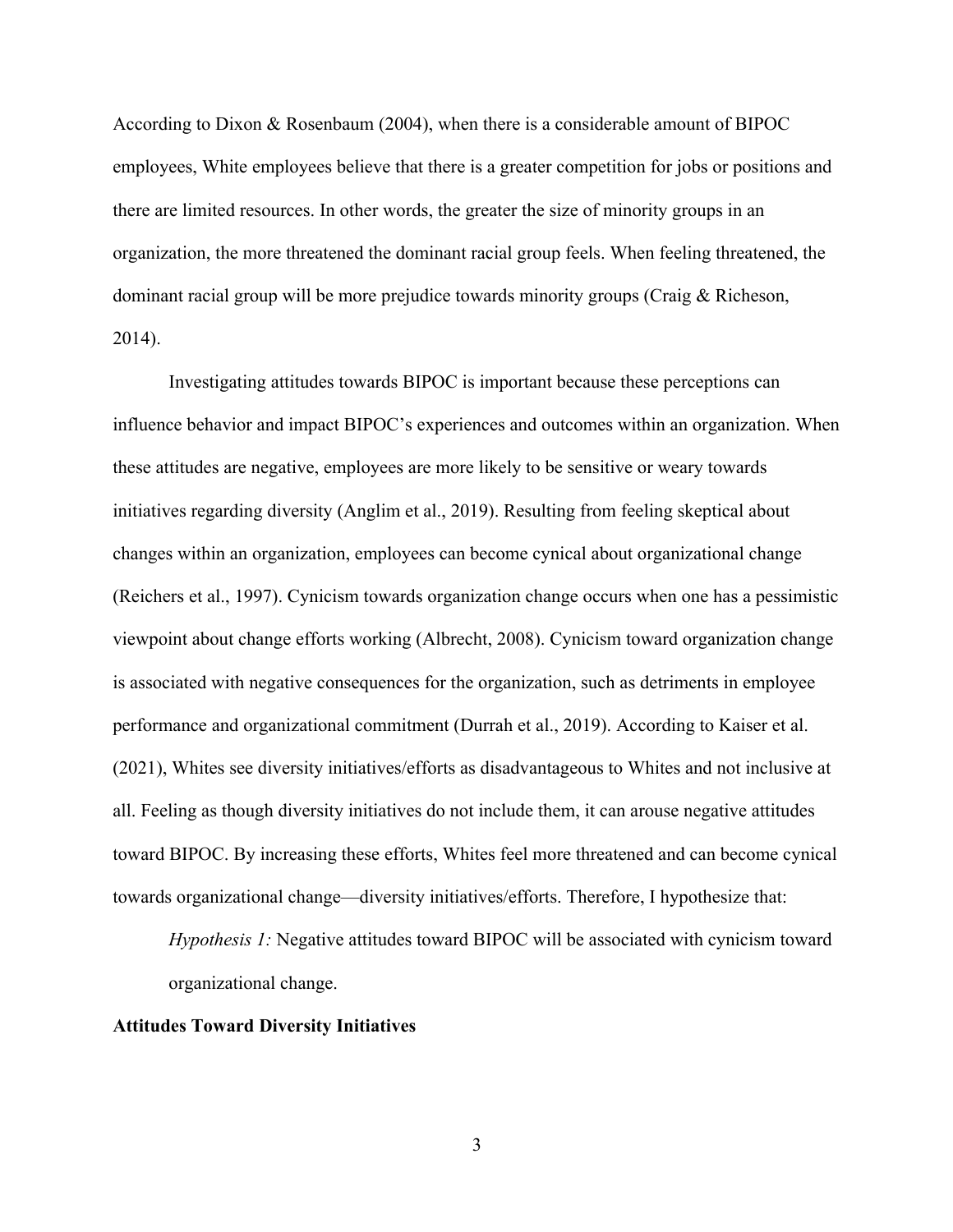According to Dixon & Rosenbaum (2004), when there is a considerable amount of BIPOC employees, White employees believe that there is a greater competition for jobs or positions and there are limited resources. In other words, the greater the size of minority groups in an organization, the more threatened the dominant racial group feels. When feeling threatened, the dominant racial group will be more prejudice towards minority groups (Craig & Richeson, 2014).

Investigating attitudes towards BIPOC is important because these perceptions can influence behavior and impact BIPOC's experiences and outcomes within an organization. When these attitudes are negative, employees are more likely to be sensitive or weary towards initiatives regarding diversity (Anglim et al., 2019). Resulting from feeling skeptical about changes within an organization, employees can become cynical about organizational change (Reichers et al., 1997). Cynicism towards organization change occurs when one has a pessimistic viewpoint about change efforts working (Albrecht, 2008). Cynicism toward organization change is associated with negative consequences for the organization, such as detriments in employee performance and organizational commitment (Durrah et al., 2019). According to Kaiser et al. (2021), Whites see diversity initiatives/efforts as disadvantageous to Whites and not inclusive at all. Feeling as though diversity initiatives do not include them, it can arouse negative attitudes toward BIPOC. By increasing these efforts, Whites feel more threatened and can become cynical towards organizational change—diversity initiatives/efforts. Therefore, I hypothesize that:

*Hypothesis 1:* Negative attitudes toward BIPOC will be associated with cynicism toward organizational change.

**Attitudes Toward Diversity Initiatives**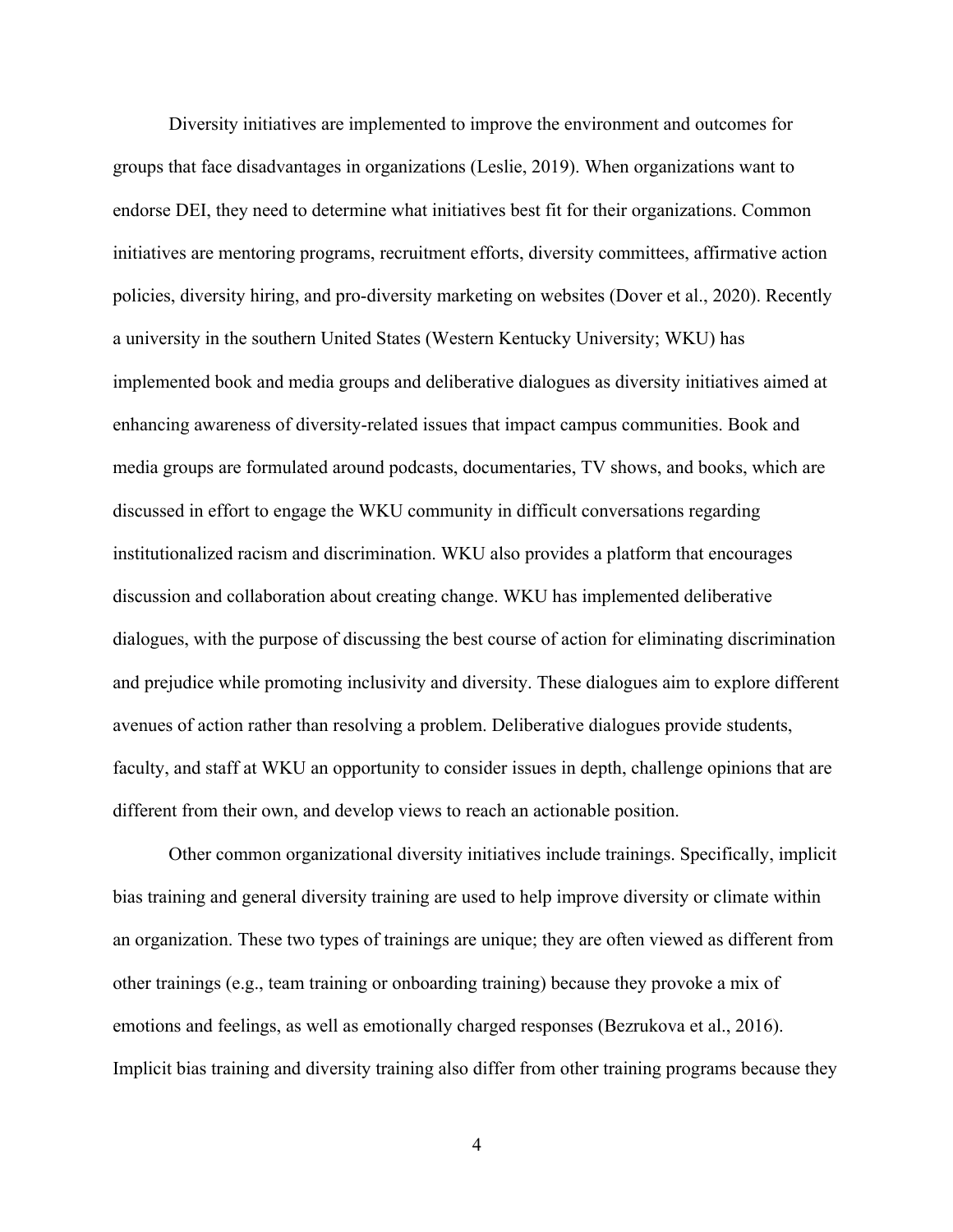Diversity initiatives are implemented to improve the environment and outcomes for groups that face disadvantages in organizations (Leslie, 2019). When organizations want to endorse DEI, they need to determine what initiatives best fit for their organizations. Common initiatives are mentoring programs, recruitment efforts, diversity committees, affirmative action policies, diversity hiring, and pro-diversity marketing on websites (Dover et al., 2020). Recently a university in the southern United States (Western Kentucky University; WKU) has implemented book and media groups and deliberative dialogues as diversity initiatives aimed at enhancing awareness of diversity-related issues that impact campus communities. Book and media groups are formulated around podcasts, documentaries, TV shows, and books, which are discussed in effort to engage the WKU community in difficult conversations regarding institutionalized racism and discrimination. WKU also provides a platform that encourages discussion and collaboration about creating change. WKU has implemented deliberative dialogues, with the purpose of discussing the best course of action for eliminating discrimination and prejudice while promoting inclusivity and diversity. These dialogues aim to explore different avenues of action rather than resolving a problem. Deliberative dialogues provide students, faculty, and staff at WKU an opportunity to consider issues in depth, challenge opinions that are different from their own, and develop views to reach an actionable position.

Other common organizational diversity initiatives include trainings. Specifically, implicit bias training and general diversity training are used to help improve diversity or climate within an organization. These two types of trainings are unique; they are often viewed as different from other trainings (e.g., team training or onboarding training) because they provoke a mix of emotions and feelings, as well as emotionally charged responses (Bezrukova et al., 2016). Implicit bias training and diversity training also differ from other training programs because they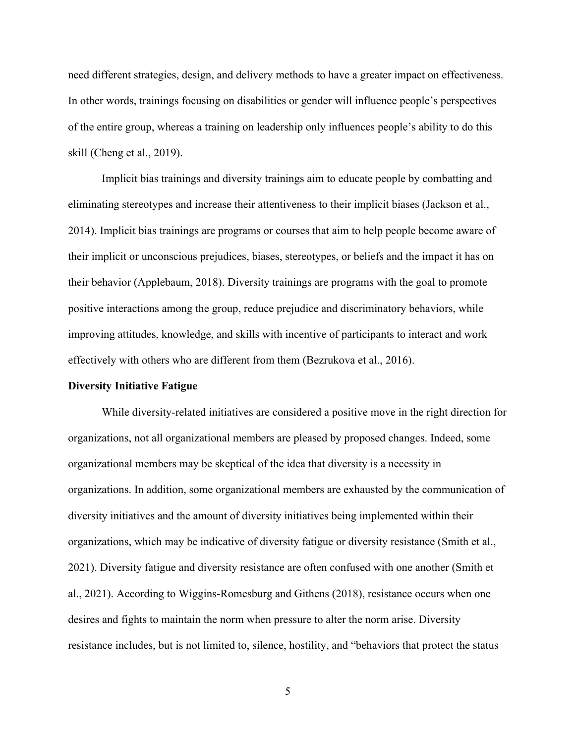need different strategies, design, and delivery methods to have a greater impact on effectiveness. In other words, trainings focusing on disabilities or gender will influence people's perspectives of the entire group, whereas a training on leadership only influences people's ability to do this skill (Cheng et al., 2019).

Implicit bias trainings and diversity trainings aim to educate people by combatting and eliminating stereotypes and increase their attentiveness to their implicit biases (Jackson et al., 2014). Implicit bias trainings are programs or courses that aim to help people become aware of their implicit or unconscious prejudices, biases, stereotypes, or beliefs and the impact it has on their behavior (Applebaum, 2018). Diversity trainings are programs with the goal to promote positive interactions among the group, reduce prejudice and discriminatory behaviors, while improving attitudes, knowledge, and skills with incentive of participants to interact and work effectively with others who are different from them (Bezrukova et al., 2016).

**Diversity Initiative Fatigue**

While diversity-related initiatives are considered a positive move in the right direction for organizations, not all organizational members are pleased by proposed changes. Indeed, some organizational members may be skeptical of the idea that diversity is a necessity in organizations. In addition, some organizational members are exhausted by the communication of diversity initiatives and the amount of diversity initiatives being implemented within their organizations, which may be indicative of diversity fatigue or diversity resistance (Smith et al., 2021). Diversity fatigue and diversity resistance are often confused with one another (Smith et al., 2021). According to Wiggins-Romesburg and Githens (2018), resistance occurs when one desires and fights to maintain the norm when pressure to alter the norm arise. Diversity resistance includes, but is not limited to, silence, hostility, and "behaviors that protect the status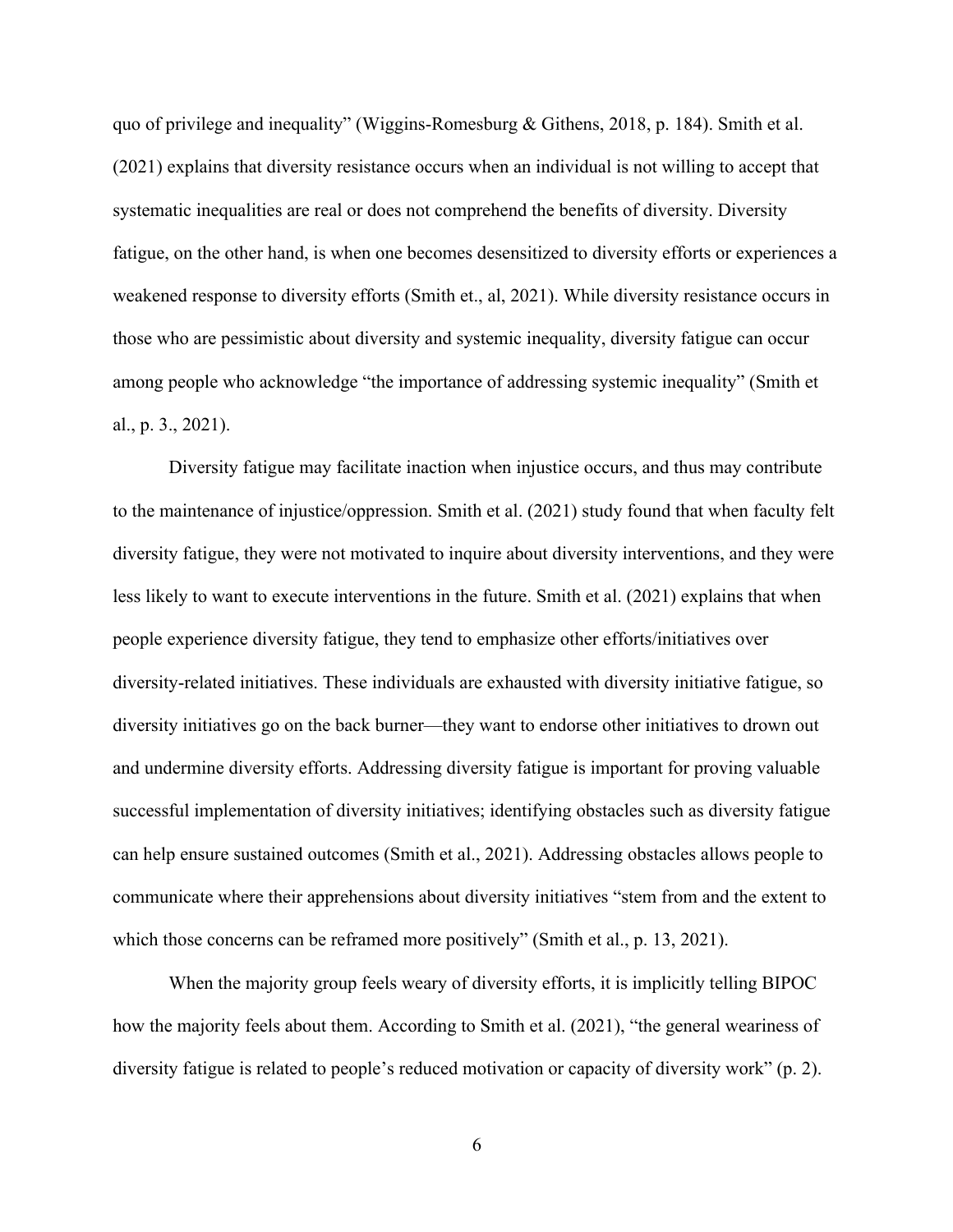quo of privilege and inequality" (Wiggins-Romesburg & Githens, 2018, p. 184). Smith et al. (2021) explains that diversity resistance occurs when an individual is not willing to accept that systematic inequalities are real or does not comprehend the benefits of diversity. Diversity fatigue, on the other hand, is when one becomes desensitized to diversity efforts or experiences a weakened response to diversity efforts (Smith et., al, 2021). While diversity resistance occurs in those who are pessimistic about diversity and systemic inequality, diversity fatigue can occur among people who acknowledge "the importance of addressing systemic inequality" (Smith et al., p. 3., 2021).

Diversity fatigue may facilitate inaction when injustice occurs, and thus may contribute to the maintenance of injustice/oppression. Smith et al. (2021) study found that when faculty felt diversity fatigue, they were not motivated to inquire about diversity interventions, and they were less likely to want to execute interventions in the future. Smith et al. (2021) explains that when people experience diversity fatigue, they tend to emphasize other efforts/initiatives over diversity-related initiatives. These individuals are exhausted with diversity initiative fatigue, so diversity initiatives go on the back burner—they want to endorse other initiatives to drown out and undermine diversity efforts. Addressing diversity fatigue is important for proving valuable successful implementation of diversity initiatives; identifying obstacles such as diversity fatigue can help ensure sustained outcomes (Smith et al., 2021). Addressing obstacles allows people to communicate where their apprehensions about diversity initiatives "stem from and the extent to which those concerns can be reframed more positively" (Smith et al., p. 13, 2021).

When the majority group feels weary of diversity efforts, it is implicitly telling BIPOC how the majority feels about them. According to Smith et al. (2021), "the general weariness of diversity fatigue is related to people's reduced motivation or capacity of diversity work" (p. 2).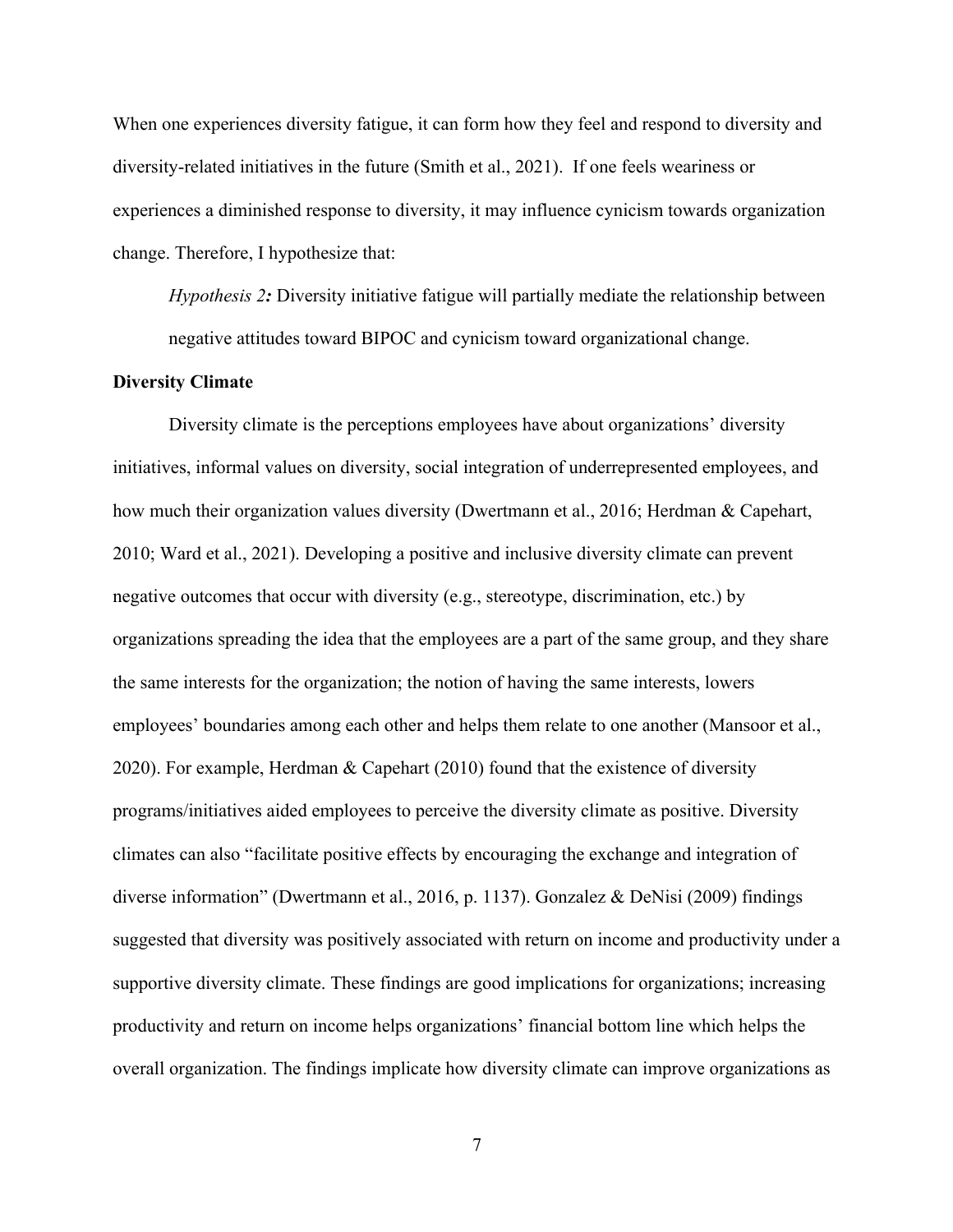When one experiences diversity fatigue, it can form how they feel and respond to diversity and diversity-related initiatives in the future (Smith et al., 2021). If one feels weariness or experiences a diminished response to diversity, it may influence cynicism towards organization change. Therefore, I hypothesize that:

> *Hypothesis 2:* Diversity initiative fatigue will partially mediate the relationship between negative attitudes toward BIPOC and cynicism toward organizational change.

**Diversity Climate**

Diversity climate is the perceptions employees have about organizations' diversity initiatives, informal values on diversity, social integration of underrepresented employees, and how much their organization values diversity (Dwertmann et al., 2016; Herdman & Capehart, 2010; Ward et al., 2021). Developing a positive and inclusive diversity climate can prevent negative outcomes that occur with diversity (e.g., stereotype, discrimination, etc.) by organizations spreading the idea that the employees are a part of the same group, and they share the same interests for the organization; the notion of having the same interests, lowers employees' boundaries among each other and helps them relate to one another (Mansoor et al., 2020). For example, Herdman & Capehart (2010) found that the existence of diversity programs/initiatives aided employees to perceive the diversity climate as positive. Diversity climates can also "facilitate positive effects by encouraging the exchange and integration of diverse information" (Dwertmann et al., 2016, p. 1137). Gonzalez & DeNisi (2009) findings suggested that diversity was positively associated with return on income and productivity under a supportive diversity climate. These findings are good implications for organizations; increasing productivity and return on income helps organizations' financial bottom line which helps the overall organization. The findings implicate how diversity climate can improve organizations as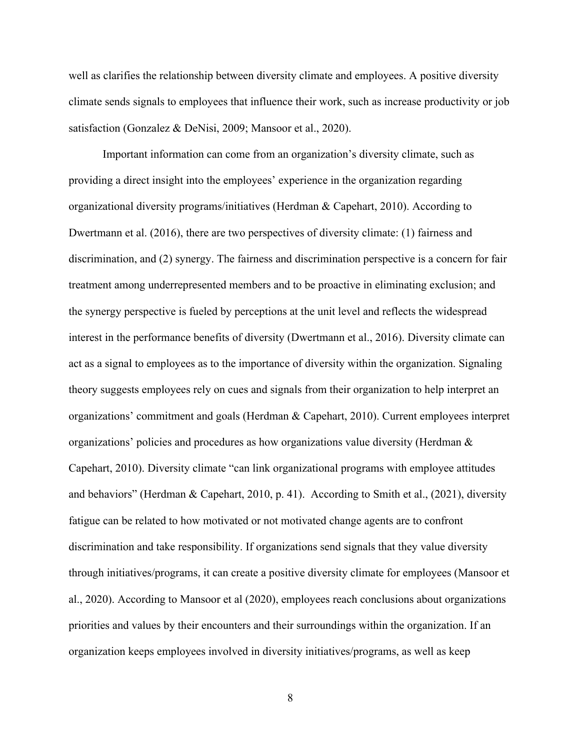well as clarifies the relationship between diversity climate and employees. A positive diversity climate sends signals to employees that influence their work, such as increase productivity or job satisfaction (Gonzalez & DeNisi, 2009; Mansoor et al., 2020).

Important information can come from an organization's diversity climate, such as providing a direct insight into the employees' experience in the organization regarding organizational diversity programs/initiatives (Herdman & Capehart, 2010). According to Dwertmann et al. (2016), there are two perspectives of diversity climate: (1) fairness and discrimination, and (2) synergy. The fairness and discrimination perspective is a concern for fair treatment among underrepresented members and to be proactive in eliminating exclusion; and the synergy perspective is fueled by perceptions at the unit level and reflects the widespread interest in the performance benefits of diversity (Dwertmann et al., 2016). Diversity climate can act as a signal to employees as to the importance of diversity within the organization. Signaling theory suggests employees rely on cues and signals from their organization to help interpret an organizations' commitment and goals (Herdman & Capehart, 2010). Current employees interpret organizations' policies and procedures as how organizations value diversity (Herdman & Capehart, 2010). Diversity climate "can link organizational programs with employee attitudes and behaviors" (Herdman & Capehart, 2010, p. 41). According to Smith et al., (2021), diversity fatigue can be related to how motivated or not motivated change agents are to confront discrimination and take responsibility. If organizations send signals that they value diversity through initiatives/programs, it can create a positive diversity climate for employees (Mansoor et al., 2020). According to Mansoor et al (2020), employees reach conclusions about organizations priorities and values by their encounters and their surroundings within the organization. If an organization keeps employees involved in diversity initiatives/programs, as well as keep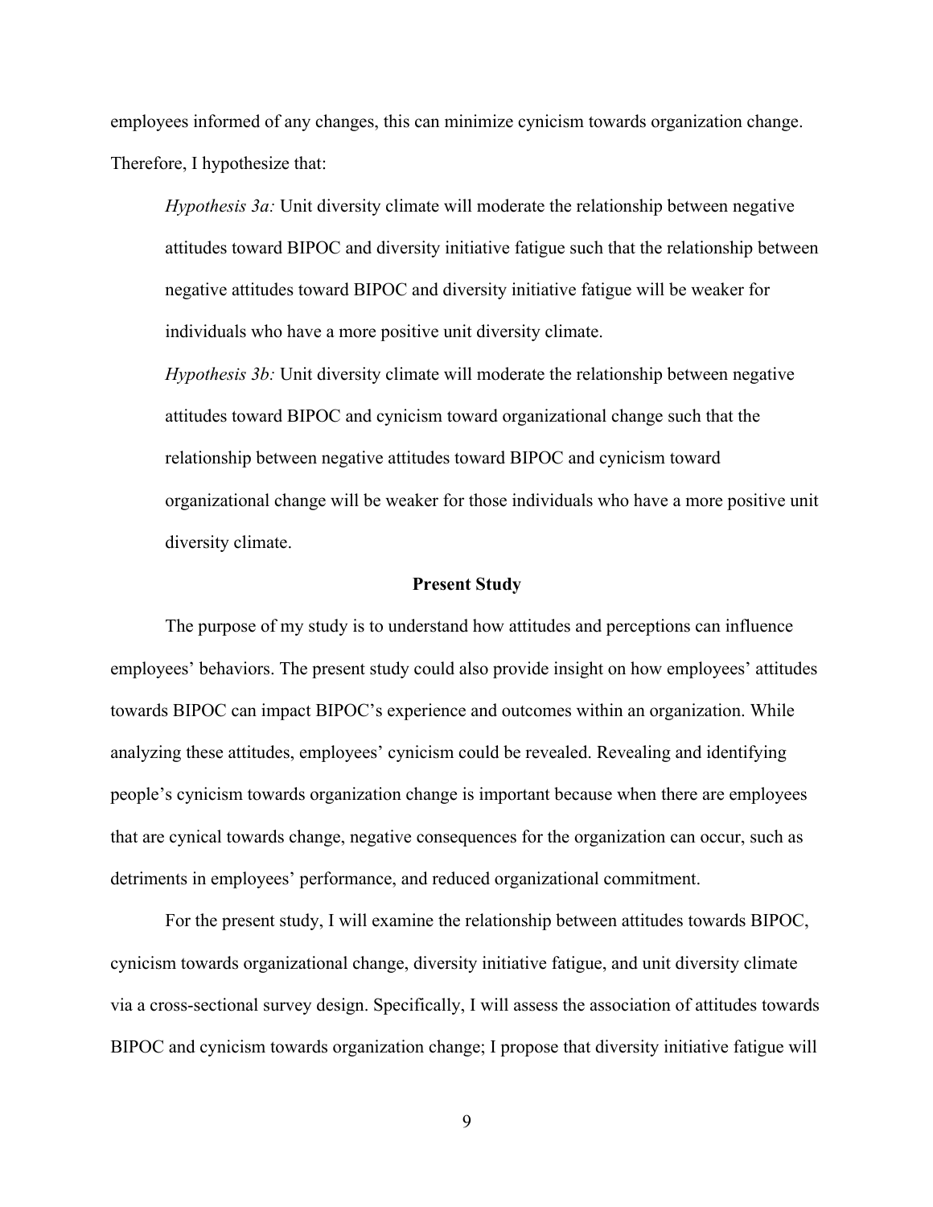employees informed of any changes, this can minimize cynicism towards organization change. Therefore, I hypothesize that:

*Hypothesis 3a:* Unit diversity climate will moderate the relationship between negative attitudes toward BIPOC and diversity initiative fatigue such that the relationship between negative attitudes toward BIPOC and diversity initiative fatigue will be weaker for individuals who have a more positive unit diversity climate.

*Hypothesis 3b:* Unit diversity climate will moderate the relationship between negative attitudes toward BIPOC and cynicism toward organizational change such that the relationship between negative attitudes toward BIPOC and cynicism toward organizational change will be weaker for those individuals who have a more positive unit diversity climate.

## Present Study

The purpose of my study is to understand how attitudes and perceptions can influence employees' behaviors. The present study could also provide insight on how employees' attitudes towards BIPOC can impact BIPOC's experience and outcomes within an organization. While analyzing these attitudes, employees' cynicism could be revealed. Revealing and identifying people's cynicism towards organization change is important because when there are employees that are cynical towards change, negative consequences for the organization can occur, such as detriments in employees' performance, and reduced organizational commitment.

For the present study, I will examine the relationship between attitudes towards BIPOC, cynicism towards organizational change, diversity initiative fatigue, and unit diversity climate via a cross-sectional survey design. Specifically, I will assess the association of attitudes towards BIPOC and cynicism towards organization change; I propose that diversity initiative fatigue will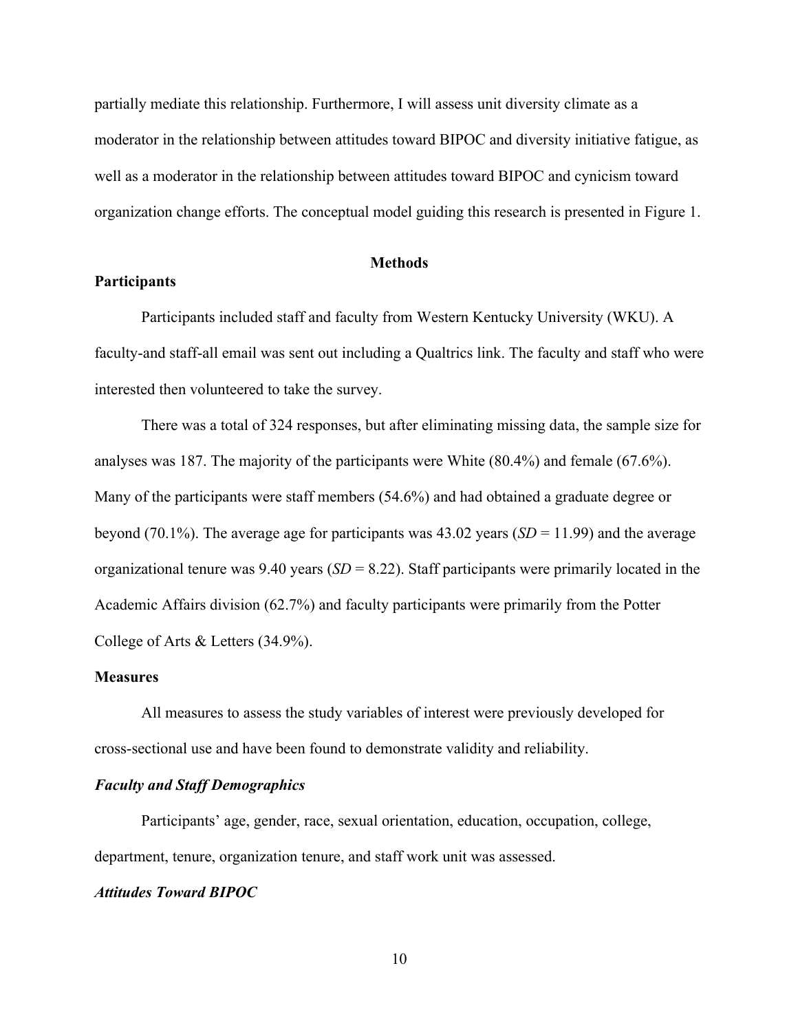partially mediate this relationship. Furthermore, I will assess unit diversity climate as a moderator in the relationship between attitudes toward BIPOC and diversity initiative fatigue, as well as a moderator in the relationship between attitudes toward BIPOC and cynicism toward organization change efforts. The conceptual model guiding this research is presented in Figure 1.

# Methods

## Participants

Participants included staff and faculty from Western Kentucky University (WKU). A faculty-and staff-all email was sent out including a Qualtrics link. The faculty and staff who were interested then volunteered to take the survey.

There was a total of 324 responses, but after eliminating missing data, the sample size for analyses was 187. The majority of the participants were White (80.4%) and female (67.6%). Many of the participants were staff members (54.6%) and had obtained a graduate degree or beyond (70.1%). The average age for participants was 43.02 years (*SD* = 11.99) and the average organizational tenure was 9.40 years (*SD* = 8.22). Staff participants were primarily located in the Academic Affairs division (62.7%) and faculty participants were primarily from the Potter College of Arts & Letters (34.9%).

## Measures

All measures to assess the study variables of interest were previously developed for cross-sectional use and have been found to demonstrate validity and reliability.

### *Faculty and Staff Demographics*

Participants' age, gender, race, sexual orientation, education, occupation, college, department, tenure, organization tenure, and staff work unit was assessed.

### *Attitudes Toward BIPOC*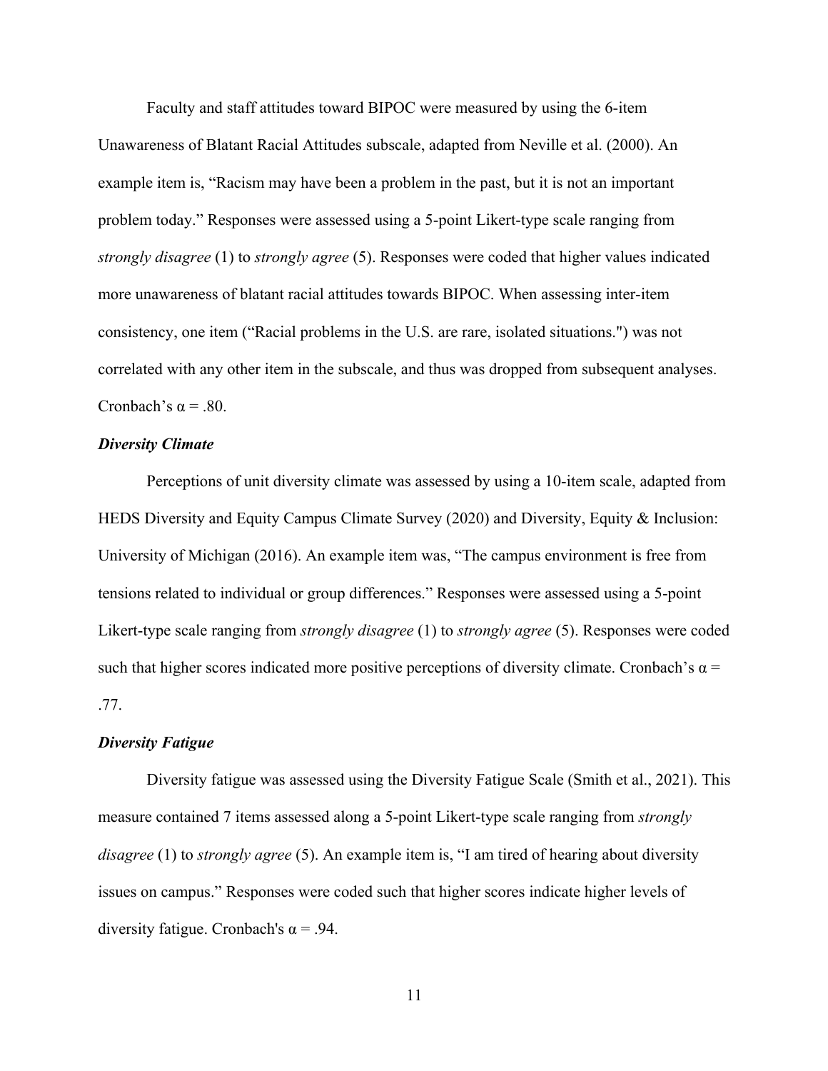Faculty and staff attitudes toward BIPOC were measured by using the 6-item Unawareness of Blatant Racial Attitudes subscale, adapted from Neville et al. (2000). An example item is, "Racism may have been a problem in the past, but it is not an important problem today." Responses were assessed using a 5-point Likert-type scale ranging from *strongly disagree* (1) to *strongly agree* (5). Responses were coded that higher values indicated more unawareness of blatant racial attitudes towards BIPOC. When assessing inter-item consistency, one item ("Racial problems in the U.S. are rare, isolated situations.") was not correlated with any other item in the subscale, and thus was dropped from subsequent analyses. Cronbach's $\alpha = .80$.

### *Diversity Climate*

Perceptions of unit diversity climate was assessed by using a 10-item scale, adapted from HEDS Diversity and Equity Campus Climate Survey (2020) and Diversity, Equity & Inclusion: University of Michigan (2016). An example item was, "The campus environment is free from tensions related to individual or group differences." Responses were assessed using a 5-point Likert-type scale ranging from *strongly disagree* (1) to *strongly agree* (5). Responses were coded such that higher scores indicated more positive perceptions of diversity climate. Cronbach's $\alpha = .77$.

### *Diversity Fatigue*

Diversity fatigue was assessed using the Diversity Fatigue Scale (Smith et al., 2021). This measure contained 7 items assessed along a 5-point Likert-type scale ranging from *strongly disagree* (1) to *strongly agree* (5). An example item is, "I am tired of hearing about diversity issues on campus." Responses were coded such that higher scores indicate higher levels of diversity fatigue. Cronbach's $\alpha = .94$.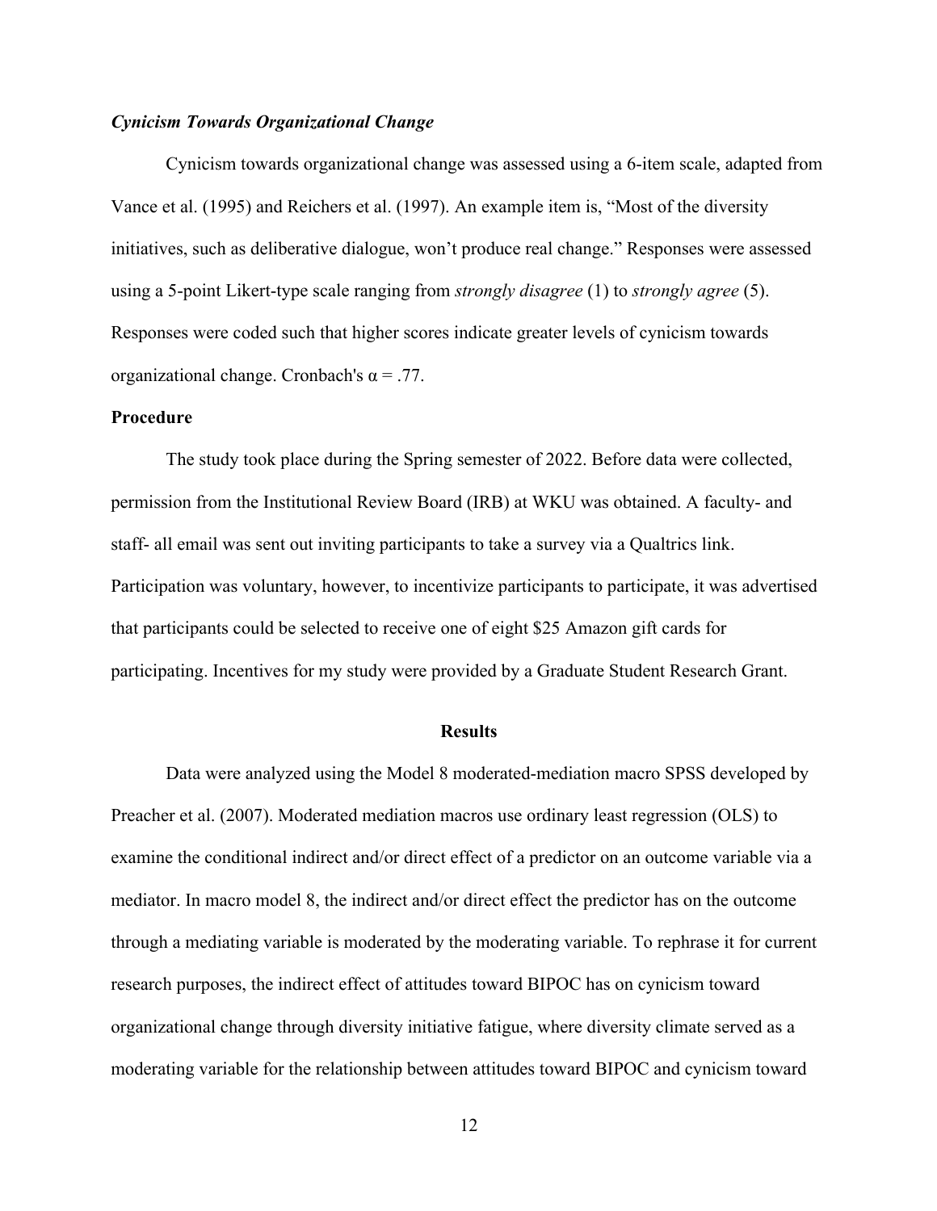### *Cynicism Towards Organizational Change*

Cynicism towards organizational change was assessed using a 6-item scale, adapted from Vance et al. (1995) and Reichers et al. (1997). An example item is, "Most of the diversity initiatives, such as deliberative dialogue, won't produce real change." Responses were assessed using a 5-point Likert-type scale ranging from *strongly disagree* (1) to *strongly agree* (5). Responses were coded such that higher scores indicate greater levels of cynicism towards organizational change. Cronbach's $\alpha = .77$.

## Procedure

The study took place during the Spring semester of 2022. Before data were collected, permission from the Institutional Review Board (IRB) at WKU was obtained. A faculty- and staff- all email was sent out inviting participants to take a survey via a Qualtrics link. Participation was voluntary, however, to incentivize participants to participate, it was advertised that participants could be selected to receive one of eight $25 Amazon gift cards for participating. Incentives for my study were provided by a Graduate Student Research Grant.

# Results

Data were analyzed using the Model 8 moderated-mediation macro SPSS developed by Preacher et al. (2007). Moderated mediation macros use ordinary least regression (OLS) to examine the conditional indirect and/or direct effect of a predictor on an outcome variable via a mediator. In macro model 8, the indirect and/or direct effect the predictor has on the outcome through a mediating variable is moderated by the moderating variable. To rephrase it for current research purposes, the indirect effect of attitudes toward BIPOC has on cynicism toward organizational change through diversity initiative fatigue, where diversity climate served as a moderating variable for the relationship between attitudes toward BIPOC and cynicism toward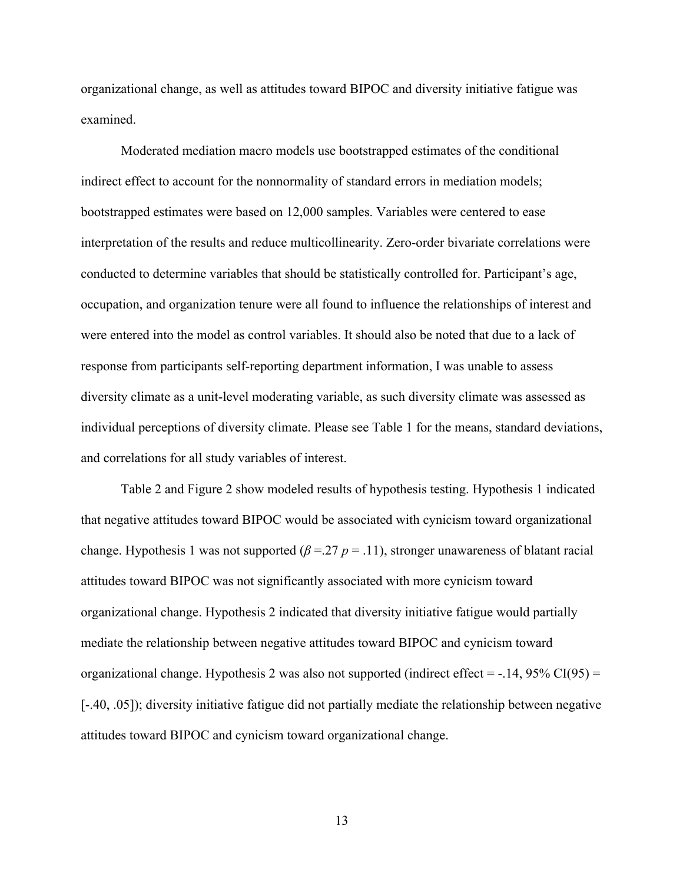organizational change, as well as attitudes toward BIPOC and diversity initiative fatigue was examined.

Moderated mediation macro models use bootstrapped estimates of the conditional indirect effect to account for the nonnormality of standard errors in mediation models; bootstrapped estimates were based on 12,000 samples. Variables were centered to ease interpretation of the results and reduce multicollinearity. Zero-order bivariate correlations were conducted to determine variables that should be statistically controlled for. Participant's age, occupation, and organization tenure were all found to influence the relationships of interest and were entered into the model as control variables. It should also be noted that due to a lack of response from participants self-reporting department information, I was unable to assess diversity climate as a unit-level moderating variable, as such diversity climate was assessed as individual perceptions of diversity climate. Please see Table 1 for the means, standard deviations, and correlations for all study variables of interest.

Table 2 and Figure 2 show modeled results of hypothesis testing. Hypothesis 1 indicated that negative attitudes toward BIPOC would be associated with cynicism toward organizational change. Hypothesis 1 was not supported ($\beta$ =.27 $p$ = .11), stronger unawareness of blatant racial attitudes toward BIPOC was not significantly associated with more cynicism toward organizational change. Hypothesis 2 indicated that diversity initiative fatigue would partially mediate the relationship between negative attitudes toward BIPOC and cynicism toward organizational change. Hypothesis 2 was also not supported (indirect effect = -.14, 95% CI(95) = [-.40, .05]); diversity initiative fatigue did not partially mediate the relationship between negative attitudes toward BIPOC and cynicism toward organizational change.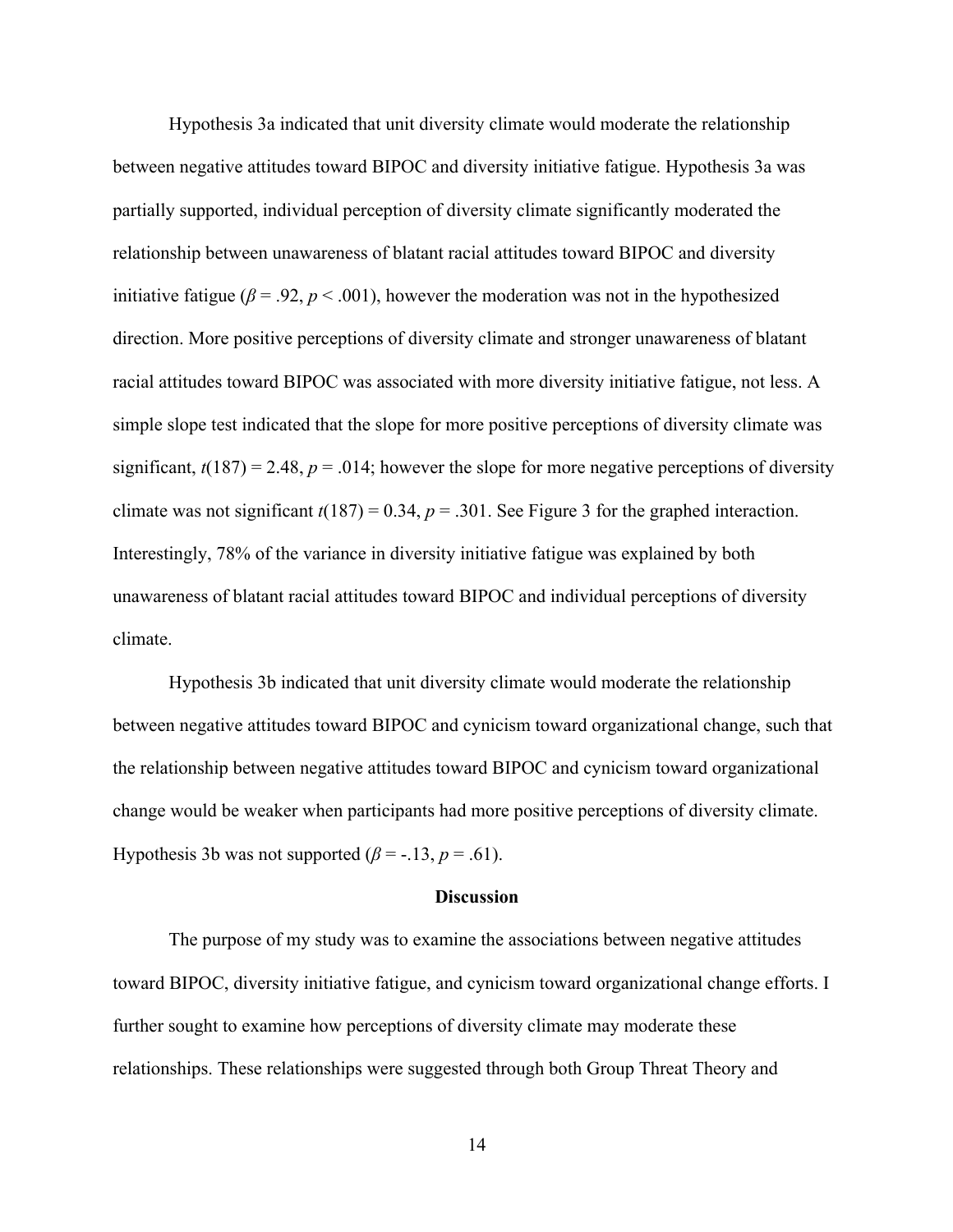Hypothesis 3a indicated that unit diversity climate would moderate the relationship between negative attitudes toward BIPOC and diversity initiative fatigue. Hypothesis 3a was partially supported, individual perception of diversity climate significantly moderated the relationship between unawareness of blatant racial attitudes toward BIPOC and diversity initiative fatigue ($\beta = .92$, $p < .001$), however the moderation was not in the hypothesized direction. More positive perceptions of diversity climate and stronger unawareness of blatant racial attitudes toward BIPOC was associated with more diversity initiative fatigue, not less. A simple slope test indicated that the slope for more positive perceptions of diversity climate was significant, $t(187) = 2.48$, $p = .014$; however the slope for more negative perceptions of diversity climate was not significant $t(187) = 0.34$, $p = .301$. See Figure 3 for the graphed interaction. Interestingly, 78% of the variance in diversity initiative fatigue was explained by both unawareness of blatant racial attitudes toward BIPOC and individual perceptions of diversity climate.

Hypothesis 3b indicated that unit diversity climate would moderate the relationship between negative attitudes toward BIPOC and cynicism toward organizational change, such that the relationship between negative attitudes toward BIPOC and cynicism toward organizational change would be weaker when participants had more positive perceptions of diversity climate. Hypothesis 3b was not supported ($\beta = -.13$, $p = .61$).

## Discussion

The purpose of my study was to examine the associations between negative attitudes toward BIPOC, diversity initiative fatigue, and cynicism toward organizational change efforts. I further sought to examine how perceptions of diversity climate may moderate these relationships. These relationships were suggested through both Group Threat Theory and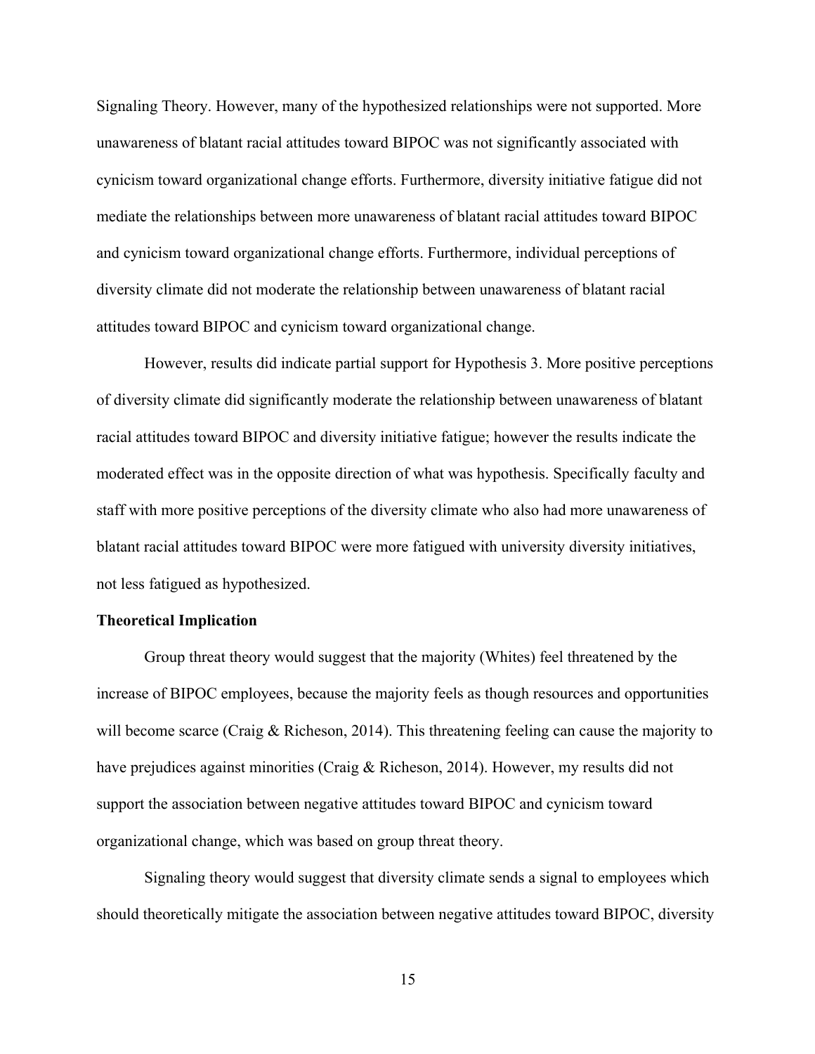Signaling Theory. However, many of the hypothesized relationships were not supported. More unawareness of blatant racial attitudes toward BIPOC was not significantly associated with cynicism toward organizational change efforts. Furthermore, diversity initiative fatigue did not mediate the relationships between more unawareness of blatant racial attitudes toward BIPOC and cynicism toward organizational change efforts. Furthermore, individual perceptions of diversity climate did not moderate the relationship between unawareness of blatant racial attitudes toward BIPOC and cynicism toward organizational change.

However, results did indicate partial support for Hypothesis 3. More positive perceptions of diversity climate did significantly moderate the relationship between unawareness of blatant racial attitudes toward BIPOC and diversity initiative fatigue; however the results indicate the moderated effect was in the opposite direction of what was hypothesis. Specifically faculty and staff with more positive perceptions of the diversity climate who also had more unawareness of blatant racial attitudes toward BIPOC were more fatigued with university diversity initiatives, not less fatigued as hypothesized.

**Theoretical Implication**

Group threat theory would suggest that the majority (Whites) feel threatened by the increase of BIPOC employees, because the majority feels as though resources and opportunities will become scarce (Craig & Richeson, 2014). This threatening feeling can cause the majority to have prejudices against minorities (Craig & Richeson, 2014). However, my results did not support the association between negative attitudes toward BIPOC and cynicism toward organizational change, which was based on group threat theory.

Signaling theory would suggest that diversity climate sends a signal to employees which should theoretically mitigate the association between negative attitudes toward BIPOC, diversity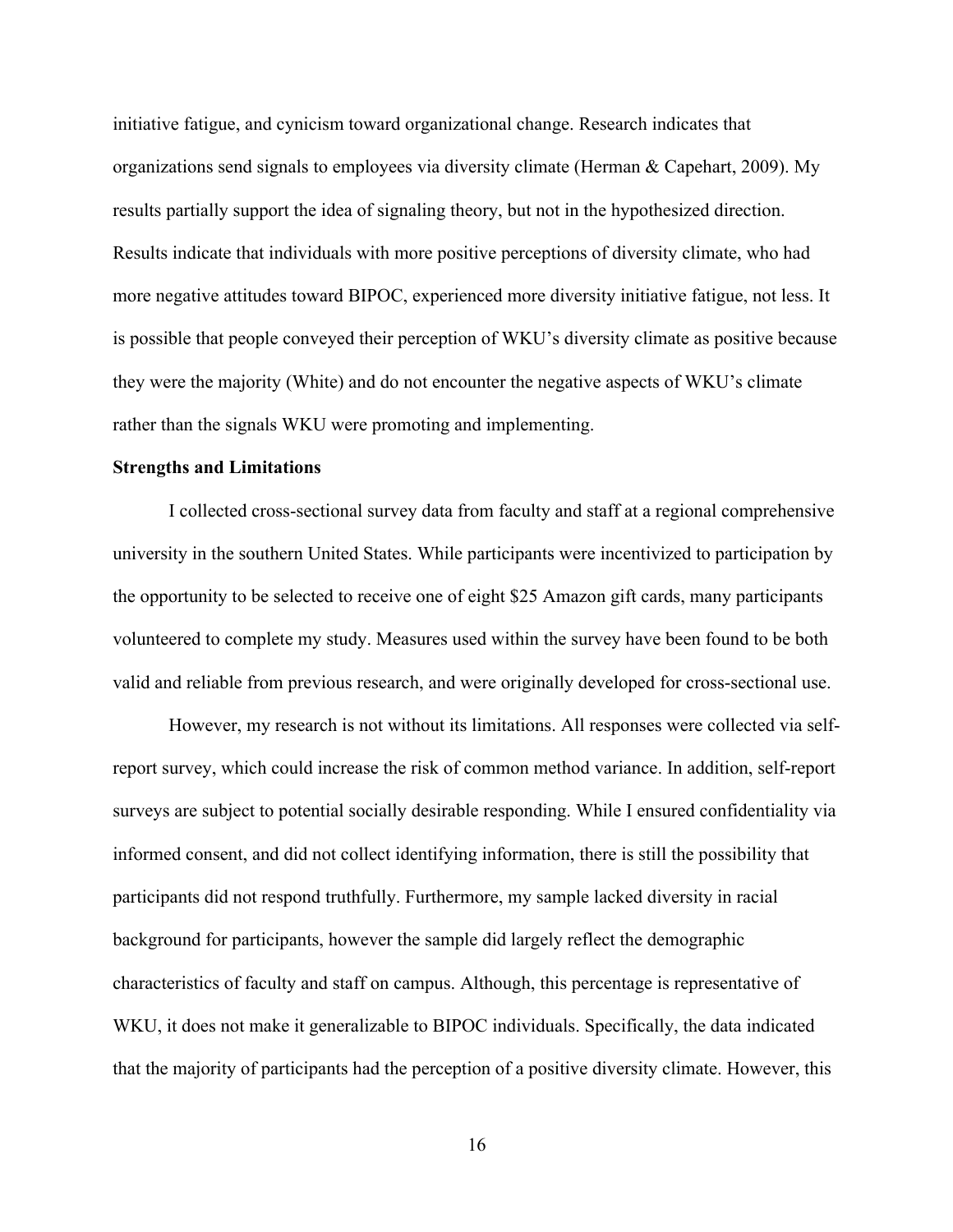initiative fatigue, and cynicism toward organizational change. Research indicates that organizations send signals to employees via diversity climate (Herman & Capehart, 2009). My results partially support the idea of signaling theory, but not in the hypothesized direction. Results indicate that individuals with more positive perceptions of diversity climate, who had more negative attitudes toward BIPOC, experienced more diversity initiative fatigue, not less. It is possible that people conveyed their perception of WKU's diversity climate as positive because they were the majority (White) and do not encounter the negative aspects of WKU's climate rather than the signals WKU were promoting and implementing.

**Strengths and Limitations**

I collected cross-sectional survey data from faculty and staff at a regional comprehensive university in the southern United States. While participants were incentivized to participation by the opportunity to be selected to receive one of eight $25 Amazon gift cards, many participants volunteered to complete my study. Measures used within the survey have been found to be both valid and reliable from previous research, and were originally developed for cross-sectional use.

However, my research is not without its limitations. All responses were collected via self-report survey, which could increase the risk of common method variance. In addition, self-report surveys are subject to potential socially desirable responding. While I ensured confidentiality via informed consent, and did not collect identifying information, there is still the possibility that participants did not respond truthfully. Furthermore, my sample lacked diversity in racial background for participants, however the sample did largely reflect the demographic characteristics of faculty and staff on campus. Although, this percentage is representative of WKU, it does not make it generalizable to BIPOC individuals. Specifically, the data indicated that the majority of participants had the perception of a positive diversity climate. However, this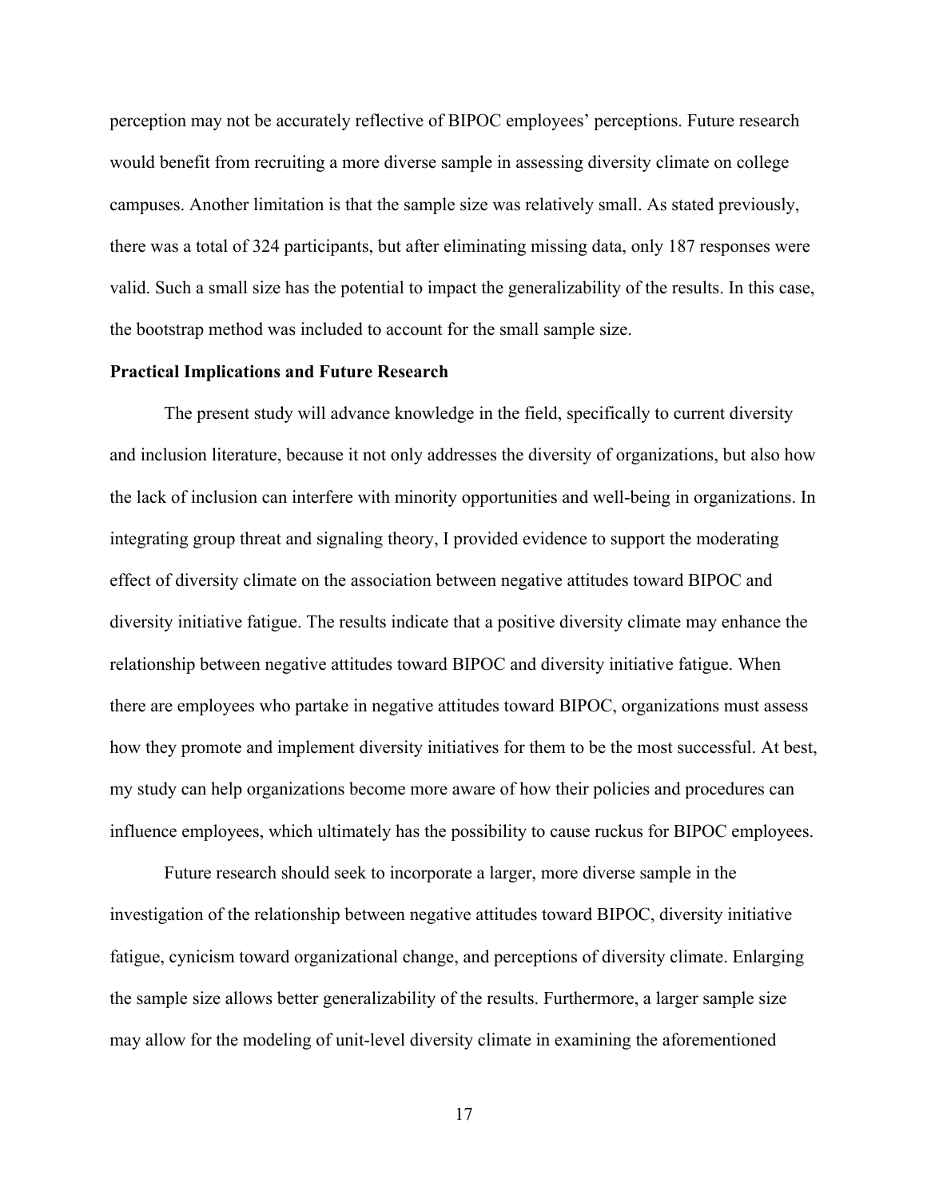perception may not be accurately reflective of BIPOC employees' perceptions. Future research would benefit from recruiting a more diverse sample in assessing diversity climate on college campuses. Another limitation is that the sample size was relatively small. As stated previously, there was a total of 324 participants, but after eliminating missing data, only 187 responses were valid. Such a small size has the potential to impact the generalizability of the results. In this case, the bootstrap method was included to account for the small sample size.

**Practical Implications and Future Research**

The present study will advance knowledge in the field, specifically to current diversity and inclusion literature, because it not only addresses the diversity of organizations, but also how the lack of inclusion can interfere with minority opportunities and well-being in organizations. In integrating group threat and signaling theory, I provided evidence to support the moderating effect of diversity climate on the association between negative attitudes toward BIPOC and diversity initiative fatigue. The results indicate that a positive diversity climate may enhance the relationship between negative attitudes toward BIPOC and diversity initiative fatigue. When there are employees who partake in negative attitudes toward BIPOC, organizations must assess how they promote and implement diversity initiatives for them to be the most successful. At best, my study can help organizations become more aware of how their policies and procedures can influence employees, which ultimately has the possibility to cause ruckus for BIPOC employees.

Future research should seek to incorporate a larger, more diverse sample in the investigation of the relationship between negative attitudes toward BIPOC, diversity initiative fatigue, cynicism toward organizational change, and perceptions of diversity climate. Enlarging the sample size allows better generalizability of the results. Furthermore, a larger sample size may allow for the modeling of unit-level diversity climate in examining the aforementioned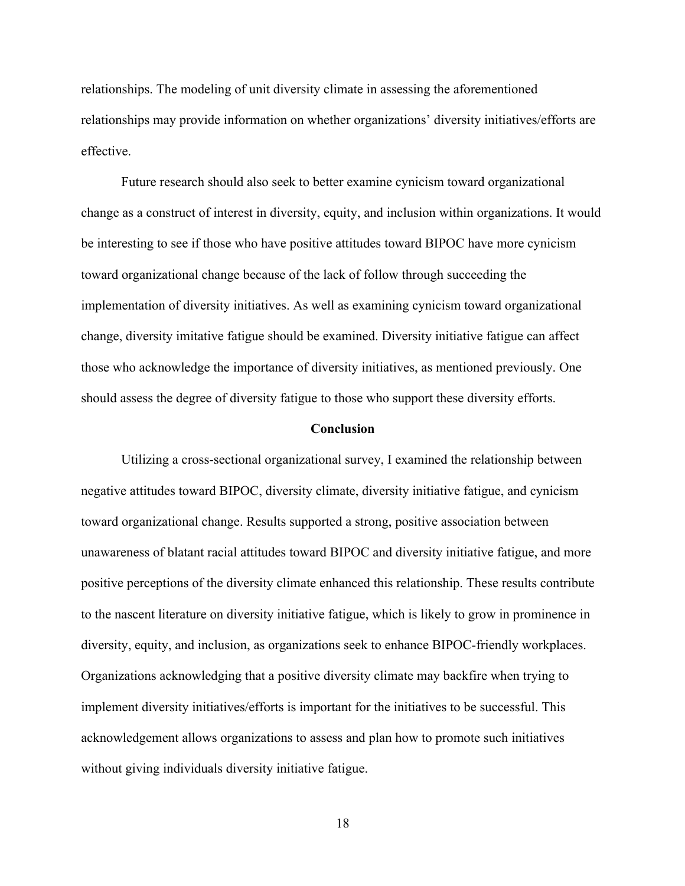relationships. The modeling of unit diversity climate in assessing the aforementioned relationships may provide information on whether organizations' diversity initiatives/efforts are effective.

Future research should also seek to better examine cynicism toward organizational change as a construct of interest in diversity, equity, and inclusion within organizations. It would be interesting to see if those who have positive attitudes toward BIPOC have more cynicism toward organizational change because of the lack of follow through succeeding the implementation of diversity initiatives. As well as examining cynicism toward organizational change, diversity imitative fatigue should be examined. Diversity initiative fatigue can affect those who acknowledge the importance of diversity initiatives, as mentioned previously. One should assess the degree of diversity fatigue to those who support these diversity efforts.

## Conclusion

Utilizing a cross-sectional organizational survey, I examined the relationship between negative attitudes toward BIPOC, diversity climate, diversity initiative fatigue, and cynicism toward organizational change. Results supported a strong, positive association between unawareness of blatant racial attitudes toward BIPOC and diversity initiative fatigue, and more positive perceptions of the diversity climate enhanced this relationship. These results contribute to the nascent literature on diversity initiative fatigue, which is likely to grow in prominence in diversity, equity, and inclusion, as organizations seek to enhance BIPOC-friendly workplaces. Organizations acknowledging that a positive diversity climate may backfire when trying to implement diversity initiatives/efforts is important for the initiatives to be successful. This acknowledgement allows organizations to assess and plan how to promote such initiatives without giving individuals diversity initiative fatigue.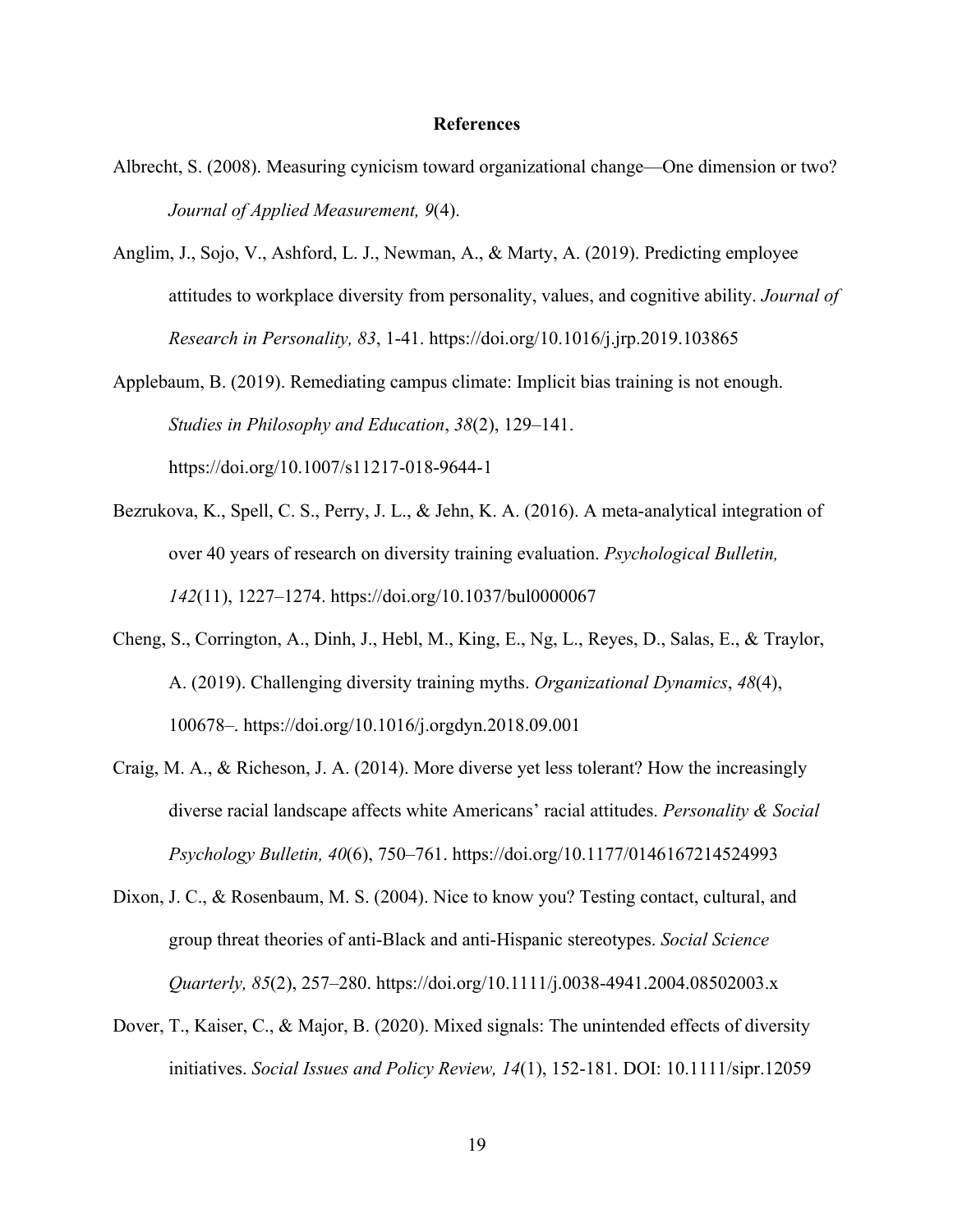# References

Albrecht, S. (2008). Measuring cynicism toward organizational change—One dimension or two? *Journal of Applied Measurement, 9*(4).

Anglim, J., Sojo, V., Ashford, L. J., Newman, A., & Marty, A. (2019). Predicting employee attitudes to workplace diversity from personality, values, and cognitive ability. *Journal of Research in Personality, 83*, 1-41. https://doi.org/10.1016/j.jrp.2019.103865

Applebaum, B. (2019). Remediating campus climate: Implicit bias training is not enough. *Studies in Philosophy and Education*, *38*(2), 129–141. https://doi.org/10.1007/s11217-018-9644-1

Bezrukova, K., Spell, C. S., Perry, J. L., & Jehn, K. A. (2016). A meta-analytical integration of over 40 years of research on diversity training evaluation. *Psychological Bulletin, 142*(11), 1227–1274. https://doi.org/10.1037/bul0000067

Cheng, S., Corrington, A., Dinh, J., Hebl, M., King, E., Ng, L., Reyes, D., Salas, E., & Traylor, A. (2019). Challenging diversity training myths. *Organizational Dynamics*, *48*(4), 100678–. https://doi.org/10.1016/j.orgdyn.2018.09.001

Craig, M. A., & Richeson, J. A. (2014). More diverse yet less tolerant? How the increasingly diverse racial landscape affects white Americans' racial attitudes. *Personality & Social Psychology Bulletin, 40*(6), 750–761. https://doi.org/10.1177/0146167214524993

Dixon, J. C., & Rosenbaum, M. S. (2004). Nice to know you? Testing contact, cultural, and group threat theories of anti-Black and anti-Hispanic stereotypes. *Social Science Quarterly, 85*(2), 257–280. https://doi.org/10.1111/j.0038-4941.2004.08502003.x

Dover, T., Kaiser, C., & Major, B. (2020). Mixed signals: The unintended effects of diversity initiatives. *Social Issues and Policy Review, 14*(1), 152-181. DOI: 10.1111/sipr.12059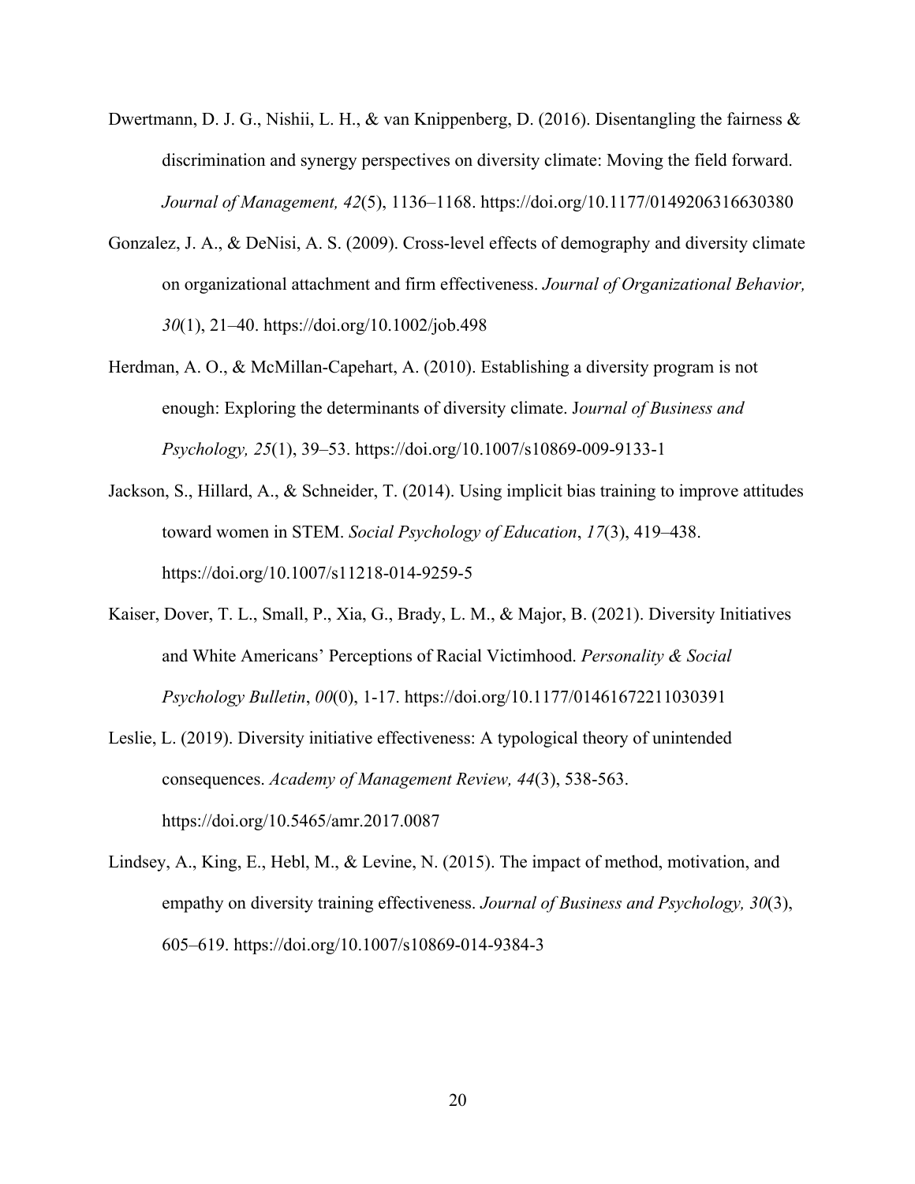Dwertmann, D. J. G., Nishii, L. H., & van Knippenberg, D. (2016). Disentangling the fairness & discrimination and synergy perspectives on diversity climate: Moving the field forward. *Journal of Management, 42*(5), 1136–1168. https://doi.org/10.1177/0149206316630380

Gonzalez, J. A., & DeNisi, A. S. (2009). Cross-level effects of demography and diversity climate on organizational attachment and firm effectiveness. *Journal of Organizational Behavior, 30*(1), 21–40. https://doi.org/10.1002/job.498

Herdman, A. O., & McMillan-Capehart, A. (2010). Establishing a diversity program is not enough: Exploring the determinants of diversity climate. J*ournal of Business and Psychology, 25*(1), 39–53. https://doi.org/10.1007/s10869-009-9133-1

Jackson, S., Hillard, A., & Schneider, T. (2014). Using implicit bias training to improve attitudes toward women in STEM. *Social Psychology of Education*, *17*(3), 419–438. https://doi.org/10.1007/s11218-014-9259-5

Kaiser, Dover, T. L., Small, P., Xia, G., Brady, L. M., & Major, B. (2021). Diversity Initiatives and White Americans' Perceptions of Racial Victimhood. *Personality & Social Psychology Bulletin*, *00*(0), 1-17. https://doi.org/10.1177/01461672211030391

Leslie, L. (2019). Diversity initiative effectiveness: A typological theory of unintended consequences. *Academy of Management Review, 44*(3), 538-563. https://doi.org/10.5465/amr.2017.0087

Lindsey, A., King, E., Hebl, M., & Levine, N. (2015). The impact of method, motivation, and empathy on diversity training effectiveness. *Journal of Business and Psychology, 30*(3), 605–619. https://doi.org/10.1007/s10869-014-9384-3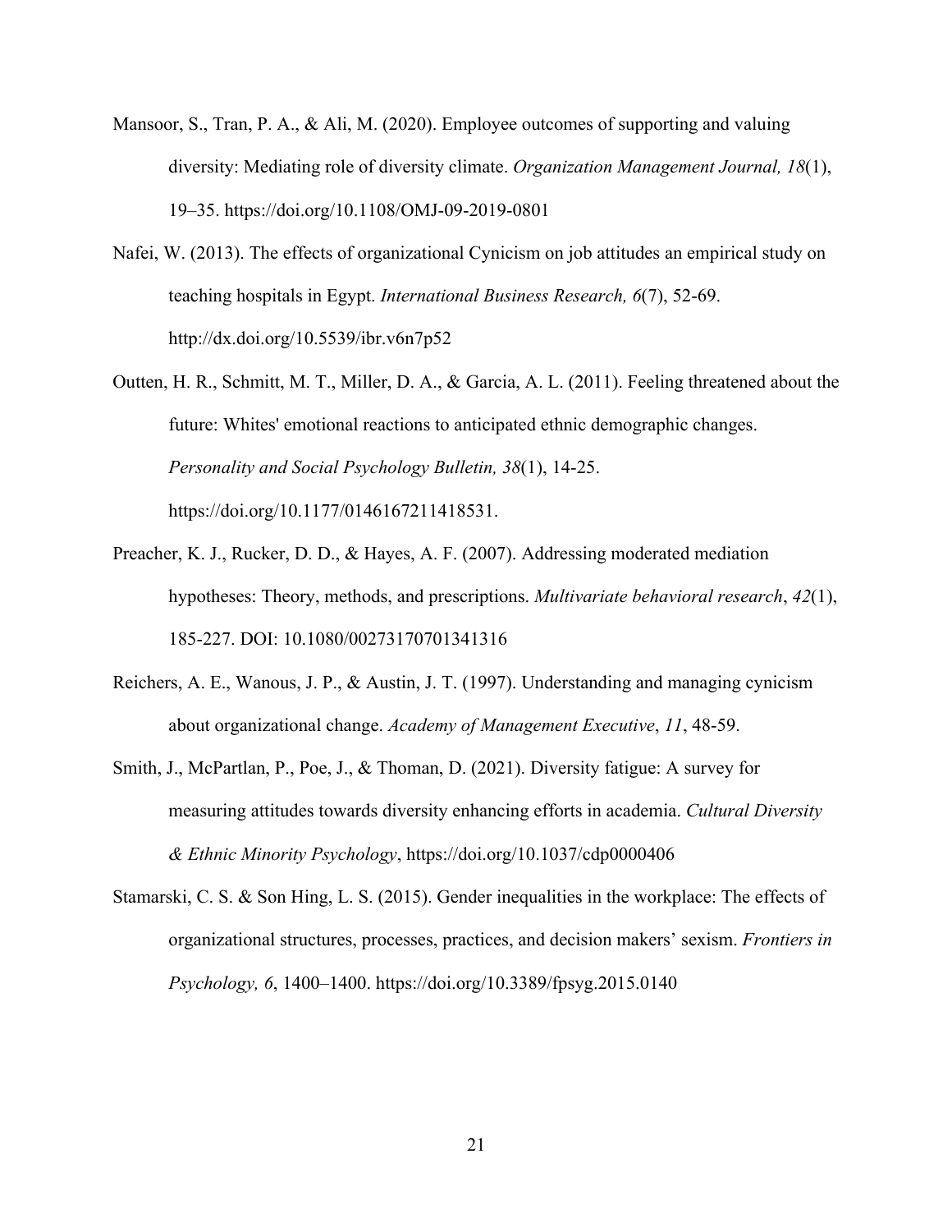Mansoor, S., Tran, P. A., & Ali, M. (2020). Employee outcomes of supporting and valuing diversity: Mediating role of diversity climate. *Organization Management Journal, 18*(1), 19–35. https://doi.org/10.1108/OMJ-09-2019-0801

Nafei, W. (2013). The effects of organizational Cynicism on job attitudes an empirical study on teaching hospitals in Egypt. *International Business Research, 6*(7), 52-69. http://dx.doi.org/10.5539/ibr.v6n7p52

Outten, H. R., Schmitt, M. T., Miller, D. A., & Garcia, A. L. (2011). Feeling threatened about the future: Whites' emotional reactions to anticipated ethnic demographic changes. *Personality and Social Psychology Bulletin, 38*(1), 14-25. https://doi.org/10.1177/0146167211418531.

Preacher, K. J., Rucker, D. D., & Hayes, A. F. (2007). Addressing moderated mediation hypotheses: Theory, methods, and prescriptions. *Multivariate behavioral research*, *42*(1), 185-227. DOI: 10.1080/00273170701341316

Reichers, A. E., Wanous, J. P., & Austin, J. T. (1997). Understanding and managing cynicism about organizational change. *Academy of Management Executive*, *11*, 48-59.

Smith, J., McPartlan, P., Poe, J., & Thoman, D. (2021). Diversity fatigue: A survey for measuring attitudes towards diversity enhancing efforts in academia. *Cultural Diversity & Ethnic Minority Psychology*, https://doi.org/10.1037/cdp0000406

Stamarski, C. S. & Son Hing, L. S. (2015). Gender inequalities in the workplace: The effects of organizational structures, processes, practices, and decision makers' sexism. *Frontiers in Psychology, 6*, 1400–1400. https://doi.org/10.3389/fpsyg.2015.0140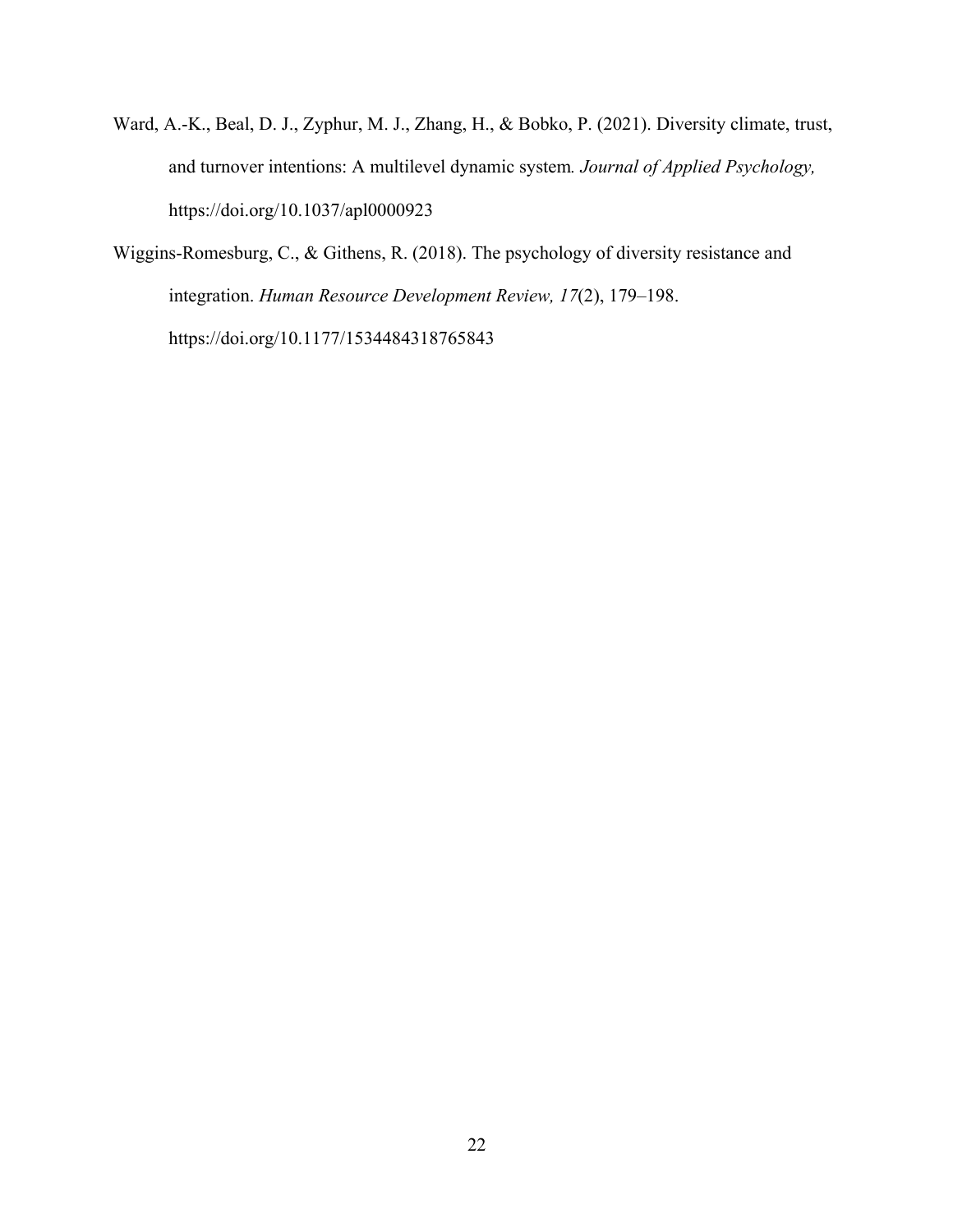Ward, A.-K., Beal, D. J., Zyphur, M. J., Zhang, H., & Bobko, P. (2021). Diversity climate, trust, and turnover intentions: A multilevel dynamic system*. Journal of Applied Psychology,* https://doi.org/10.1037/apl0000923

Wiggins-Romesburg, C., & Githens, R. (2018). The psychology of diversity resistance and integration. *Human Resource Development Review, 17*(2), 179–198. https://doi.org/10.1177/1534484318765843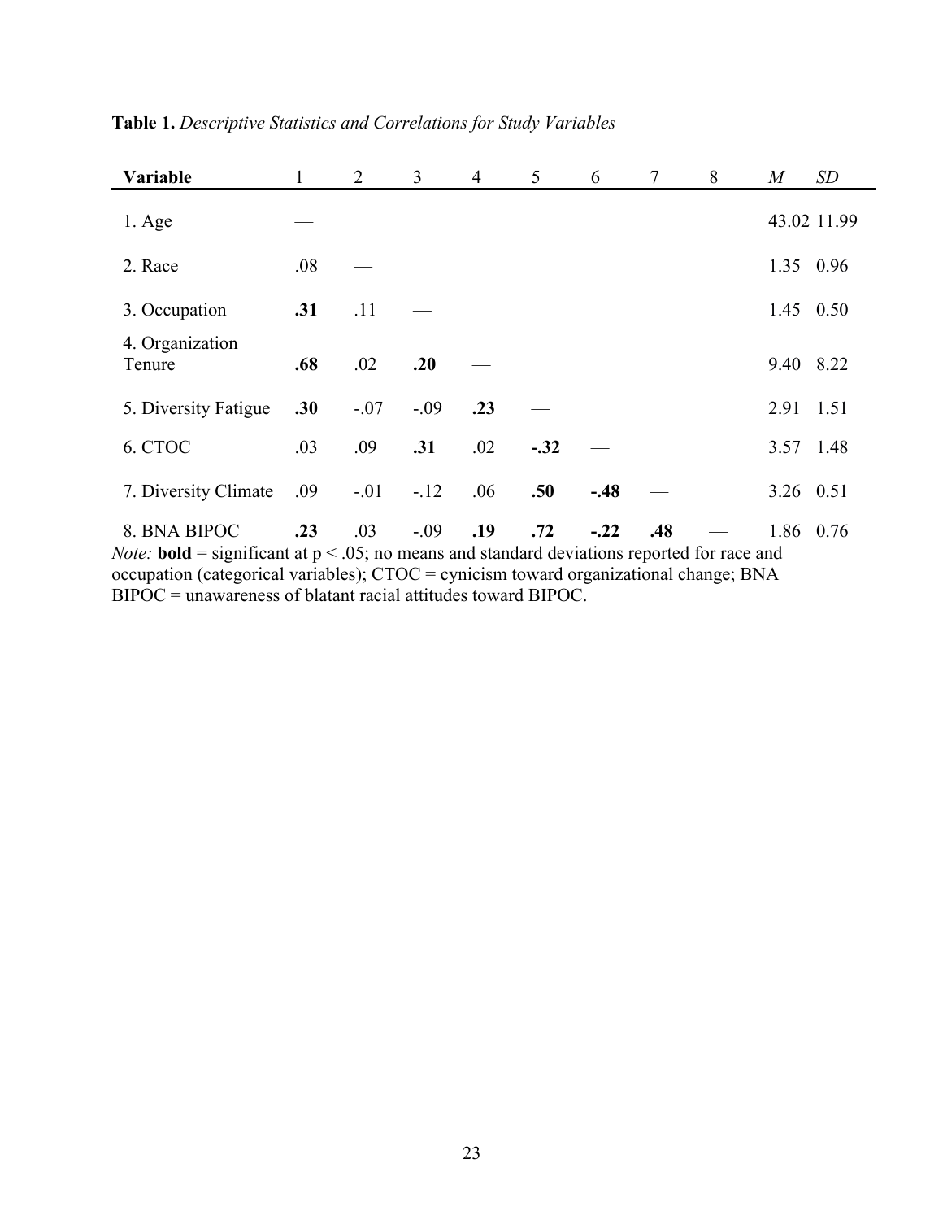**Table 1.** *Descriptive Statistics and Correlations for Study Variables*

| Variable | 1 | 2 | 3 | 4 | 5 | 6 | 7 | 8 | *M* | *SD* |
|---|---|---|---|---|---|---|---|---|---|---|
| 1. Age | — | | | | | | | | 43.02 | 11.99 |
| 2. Race | .08 | — | | | | | | | 1.35 | 0.96 |
| 3. Occupation | **.31** | .11 | — | | | | | | 1.45 | 0.50 |
| 4. Organization Tenure | **.68** | .02 | **.20** | — | | | | | 9.40 | 8.22 |
| 5. Diversity Fatigue | **.30** | -.07 | -.09 | **.23** | — | | | | 2.91 | 1.51 |
| 6. CTOC | .03 | .09 | **.31** | .02 | **-.32** | — | | | 3.57 | 1.48 |
| 7. Diversity Climate | .09 | -.01 | -.12 | .06 | **.50** | **-.48** | — | | 3.26 | 0.51 |
| 8. BNA BIPOC | **.23** | .03 | -.09 | **.19** | **.72** | **-.22** | **.48** | — | 1.86 | 0.76 |

*Note:* **bold** = significant at $p < .05$; no means and standard deviations reported for race and occupation (categorical variables); CTOC = cynicism toward organizational change; BNA BIPOC = unawareness of blatant racial attitudes toward BIPOC.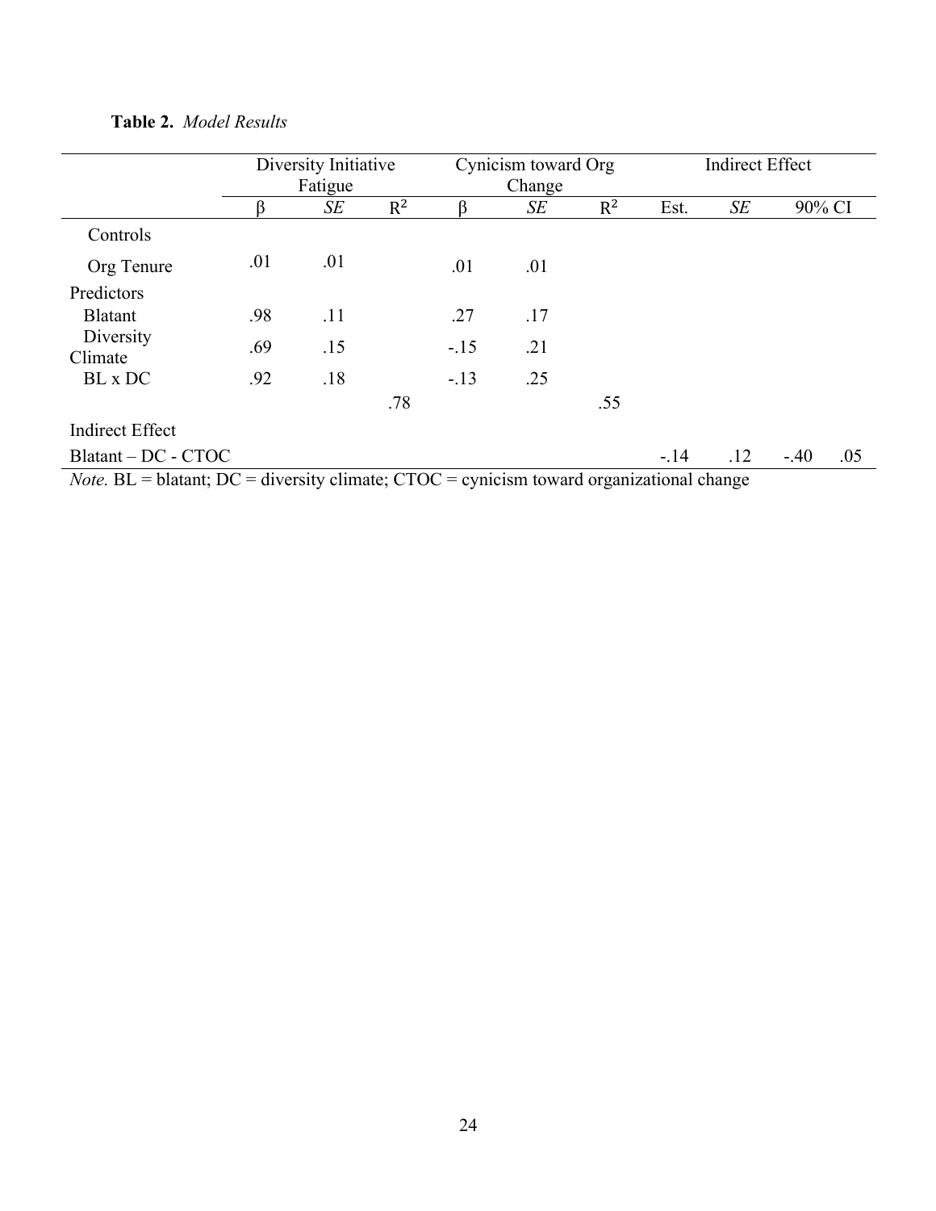**Table 2.** *Model Results*

| | Diversity Initiative Fatigue | | | Cynicism toward Org Change | | | Indirect Effect | | | |
|---|---|---|---|---|---|---|---|---|---|---|
| | β | *SE* | $R^2$ | β | *SE* | $R^2$ | Est. | *SE* | 90% CI | |
| Controls | | | | | | | | | | |
| Org Tenure | .01 | .01 | | .01 | .01 | | | | | |
| Predictors | | | | | | | | | | |
| Blatant | .98 | .11 | | .27 | .17 | | | | | |
| Diversity Climate | .69 | .15 | | -.15 | .21 | | | | | |
| BL x DC | .92 | .18 | | -.13 | .25 | | | | | |
| | | | .78 | | | .55 | | | | |
| Indirect Effect | | | | | | | | | | |
| Blatant – DC - CTOC | | | | | | | -.14 | .12 | -.40 | .05 |

*Note.* BL = blatant; DC = diversity climate; CTOC = cynicism toward organizational change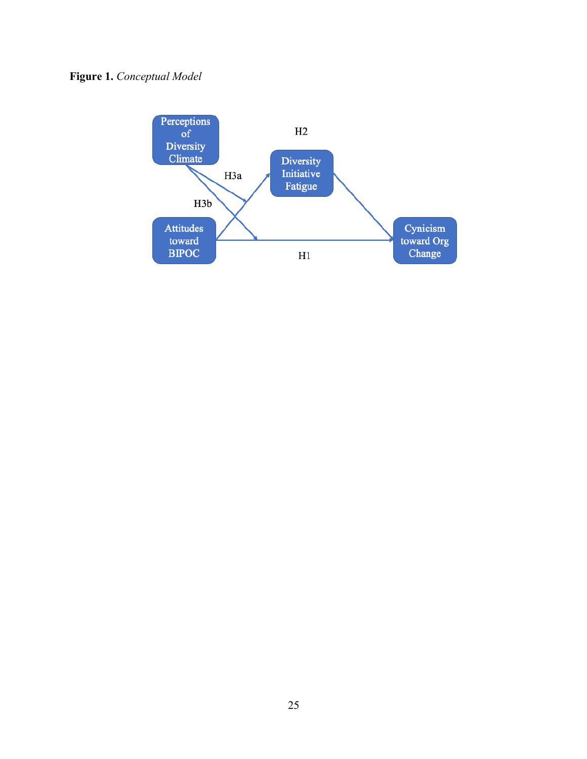**Figure 1.** *Conceptual Model*

Perceptions of Diversity Climate

Diversity Initiative Fatigue

Attitudes toward BIPOC

Cynicism toward Org Change

H1

H2

H3a

H3b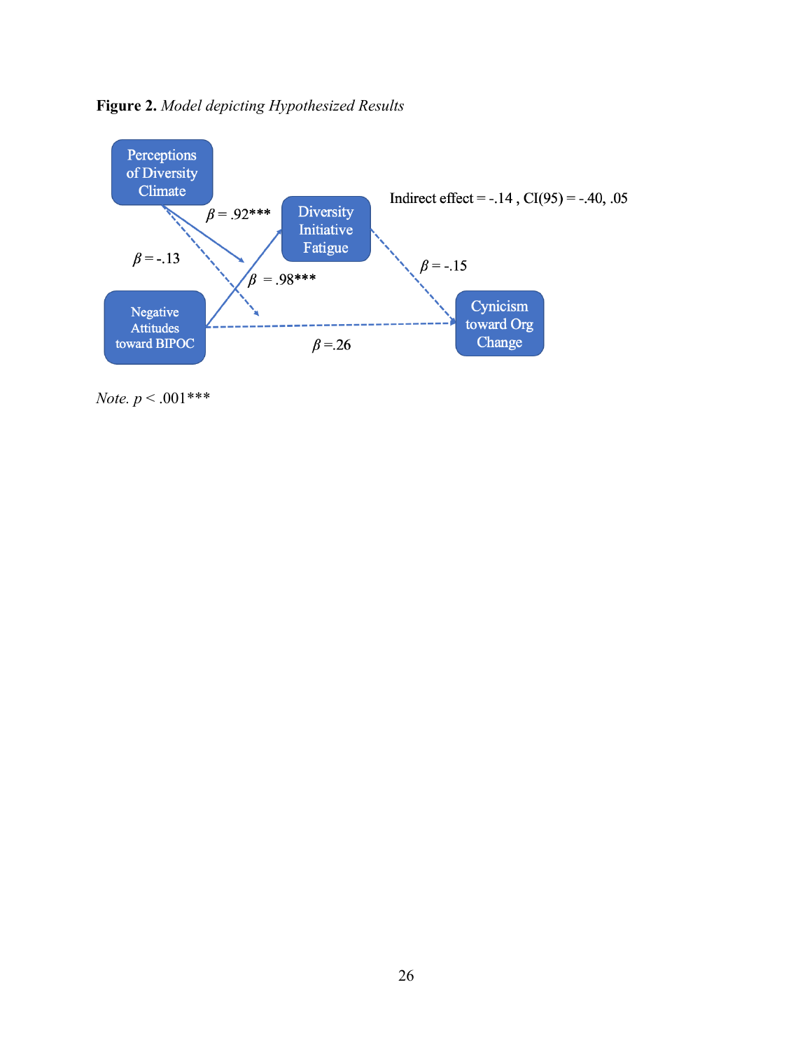**Figure 2.** *Model depicting Hypothesized Results*

Perceptions of Diversity Climate

Diversity Initiative Fatigue

Negative Attitudes toward BIPOC

Cynicism toward Org Change

$\beta$ = .92***

$\beta$ = -.13

$\beta$ = .98***

$\beta$ = -.15

$\beta$ =.26

Indirect effect = -.14 , CI(95) = -.40, .05

*Note. p* < .001***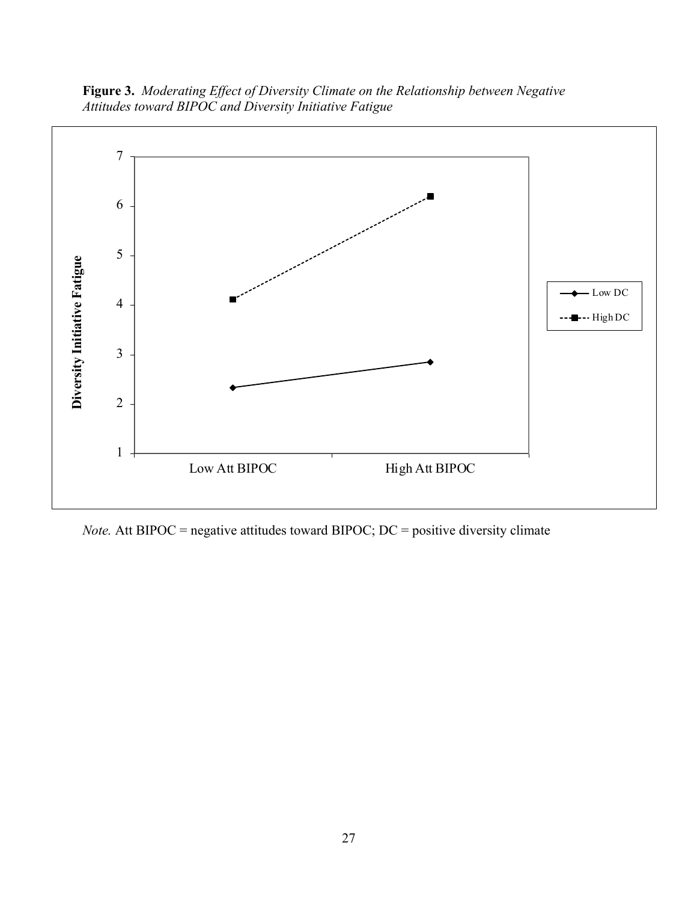**Figure 3.** *Moderating Effect of Diversity Climate on the Relationship between Negative Attitudes toward BIPOC and Diversity Initiative Fatigue*

*Note.* Att BIPOC = negative attitudes toward BIPOC; DC = positive diversity climate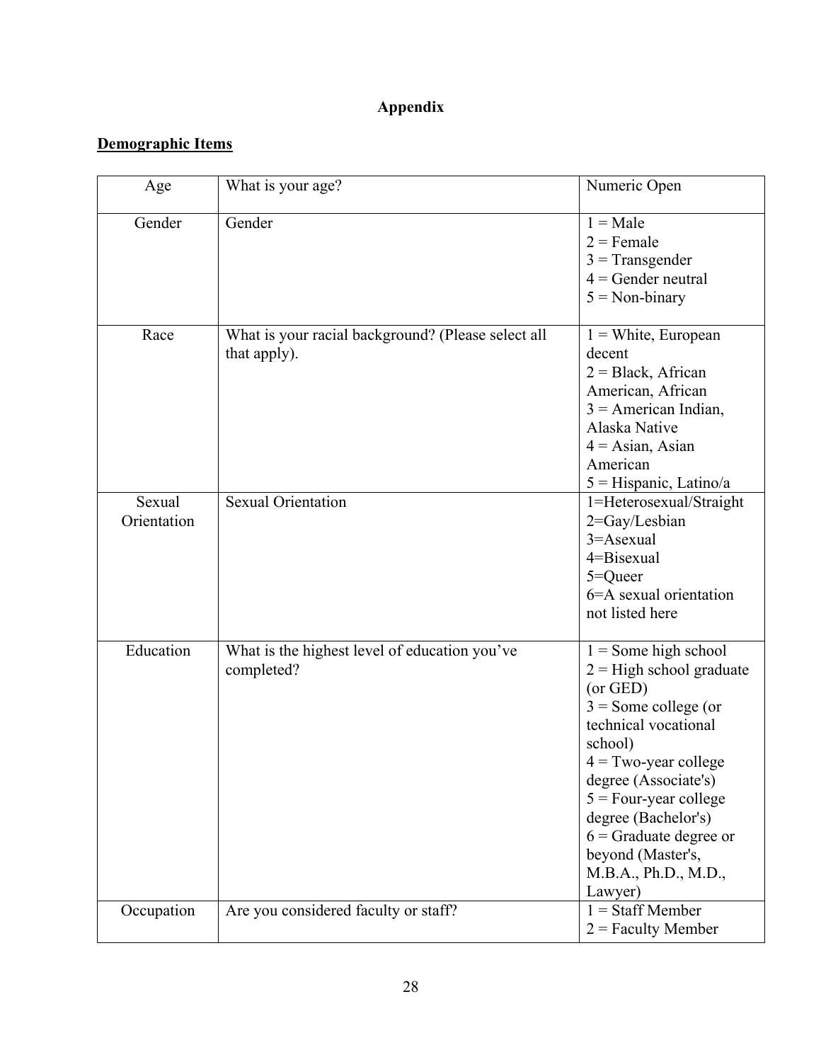# Appendix

## Demographic Items

| | | |
|---|---|---|
| Age | What is your age? | Numeric Open |
| Gender | Gender | 1 = Male<br>2 = Female<br>3 = Transgender<br>4 = Gender neutral<br>5 = Non-binary |
| Race | What is your racial background? (Please select all that apply). | 1 = White, European decent<br>2 = Black, African American, African<br>3 = American Indian, Alaska Native<br>4 = Asian, Asian American<br>5 = Hispanic, Latino/a |
| Sexual Orientation | Sexual Orientation | 1=Heterosexual/Straight<br>2=Gay/Lesbian<br>3=Asexual<br>4=Bisexual<br>5=Queer<br>6=A sexual orientation not listed here |
| Education | What is the highest level of education you've completed? | 1 = Some high school<br>2 = High school graduate (or GED)<br>3 = Some college (or technical vocational school)<br>4 = Two-year college degree (Associate's)<br>5 = Four-year college degree (Bachelor's)<br>6 = Graduate degree or beyond (Master's, M.B.A., Ph.D., M.D., Lawyer) |
| Occupation | Are you considered faculty or staff? | 1 = Staff Member<br>2 = Faculty Member |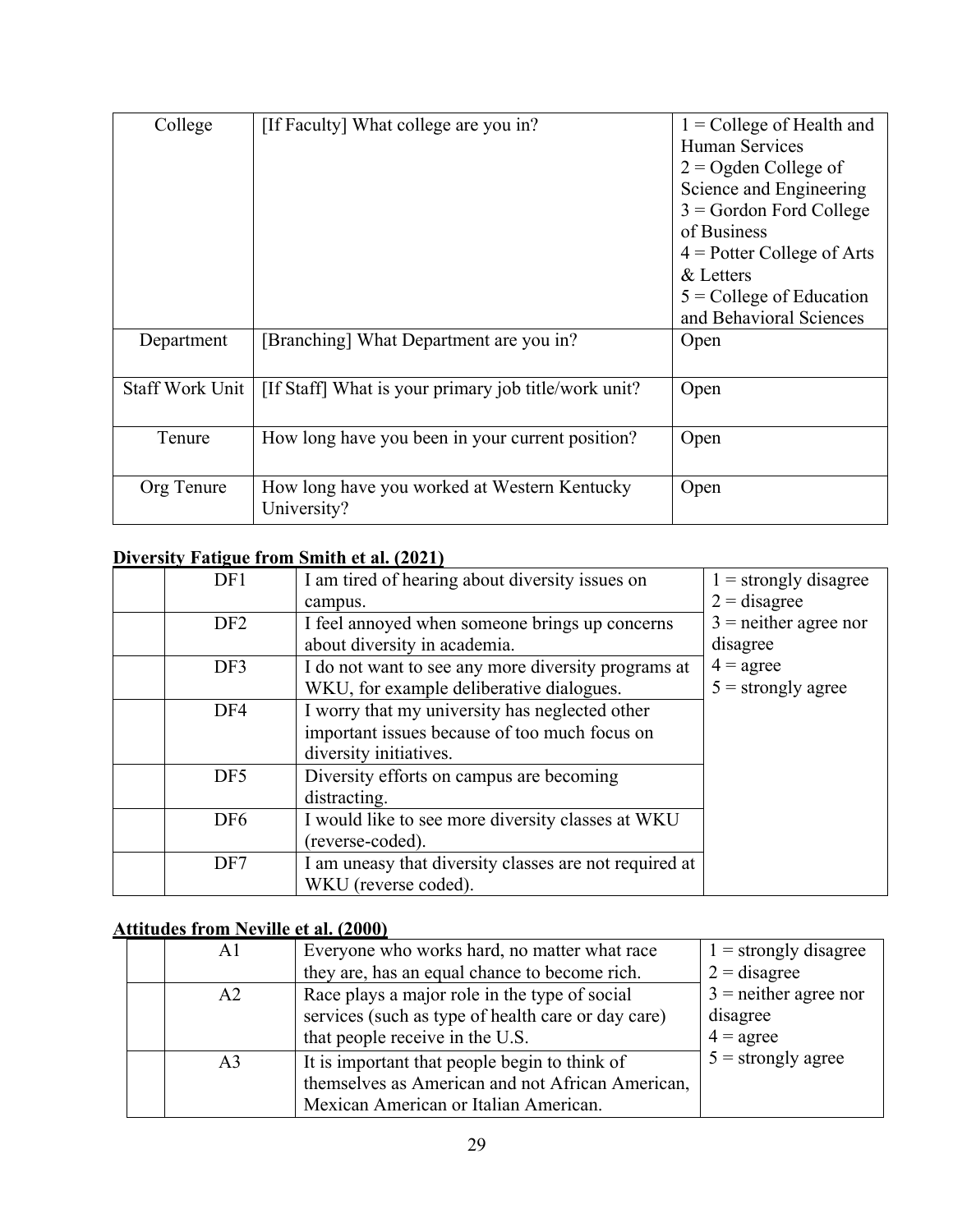| College | [If Faculty] What college are you in? | 1 = College of Health and Human Services<br>2 = Ogden College of Science and Engineering<br>3 = Gordon Ford College of Business<br>4 = Potter College of Arts & Letters<br>5 = College of Education and Behavioral Sciences |
|---|---|---|
| Department | [Branching] What Department are you in? | Open |
| Staff Work Unit | [If Staff] What is your primary job title/work unit? | Open |
| Tenure | How long have you been in your current position? | Open |
| Org Tenure | How long have you worked at Western Kentucky University? | Open |

**Diversity Fatigue from Smith et al. (2021)**

| | | | |
|---|---|---|---|
| | DF1 | I am tired of hearing about diversity issues on campus. | 1 = strongly disagree<br>2 = disagree<br>3 = neither agree nor disagree<br>4 = agree<br>5 = strongly agree |
| | DF2 | I feel annoyed when someone brings up concerns about diversity in academia. | |
| | DF3 | I do not want to see any more diversity programs at WKU, for example deliberative dialogues. | |
| | DF4 | I worry that my university has neglected other important issues because of too much focus on diversity initiatives. | |
| | DF5 | Diversity efforts on campus are becoming distracting. | |
| | DF6 | I would like to see more diversity classes at WKU (reverse-coded). | |
| | DF7 | I am uneasy that diversity classes are not required at WKU (reverse coded). | |

**Attitudes from Neville et al. (2000)**

| | | | |
|---|---|---|---|
| | A1 | Everyone who works hard, no matter what race they are, has an equal chance to become rich. | 1 = strongly disagree<br>2 = disagree<br>3 = neither agree nor disagree<br>4 = agree<br>5 = strongly agree |
| | A2 | Race plays a major role in the type of social services (such as type of health care or day care) that people receive in the U.S. | |
| | A3 | It is important that people begin to think of themselves as American and not African American, Mexican American or Italian American. | |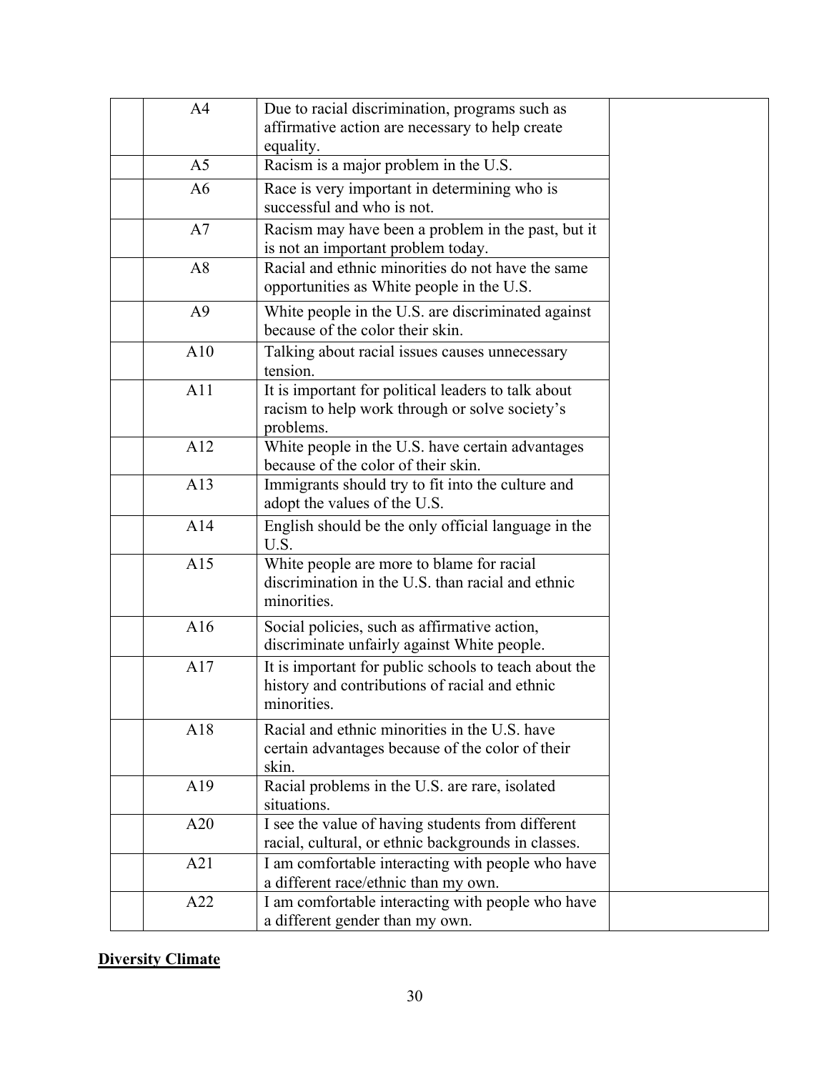| | | | |
|---|---|---|---|
| | A4 | Due to racial discrimination, programs such as affirmative action are necessary to help create equality. | |
| | A5 | Racism is a major problem in the U.S. | |
| | A6 | Race is very important in determining who is successful and who is not. | |
| | A7 | Racism may have been a problem in the past, but it is not an important problem today. | |
| | A8 | Racial and ethnic minorities do not have the same opportunities as White people in the U.S. | |
| | A9 | White people in the U.S. are discriminated against because of the color their skin. | |
| | A10 | Talking about racial issues causes unnecessary tension. | |
| | A11 | It is important for political leaders to talk about racism to help work through or solve society's problems. | |
| | A12 | White people in the U.S. have certain advantages because of the color of their skin. | |
| | A13 | Immigrants should try to fit into the culture and adopt the values of the U.S. | |
| | A14 | English should be the only official language in the U.S. | |
| | A15 | White people are more to blame for racial discrimination in the U.S. than racial and ethnic minorities. | |
| | A16 | Social policies, such as affirmative action, discriminate unfairly against White people. | |
| | A17 | It is important for public schools to teach about the history and contributions of racial and ethnic minorities. | |
| | A18 | Racial and ethnic minorities in the U.S. have certain advantages because of the color of their skin. | |
| | A19 | Racial problems in the U.S. are rare, isolated situations. | |
| | A20 | I see the value of having students from different racial, cultural, or ethnic backgrounds in classes. | |
| | A21 | I am comfortable interacting with people who have a different race/ethnic than my own. | |
| | A22 | I am comfortable interacting with people who have a different gender than my own. | |

**Diversity Climate**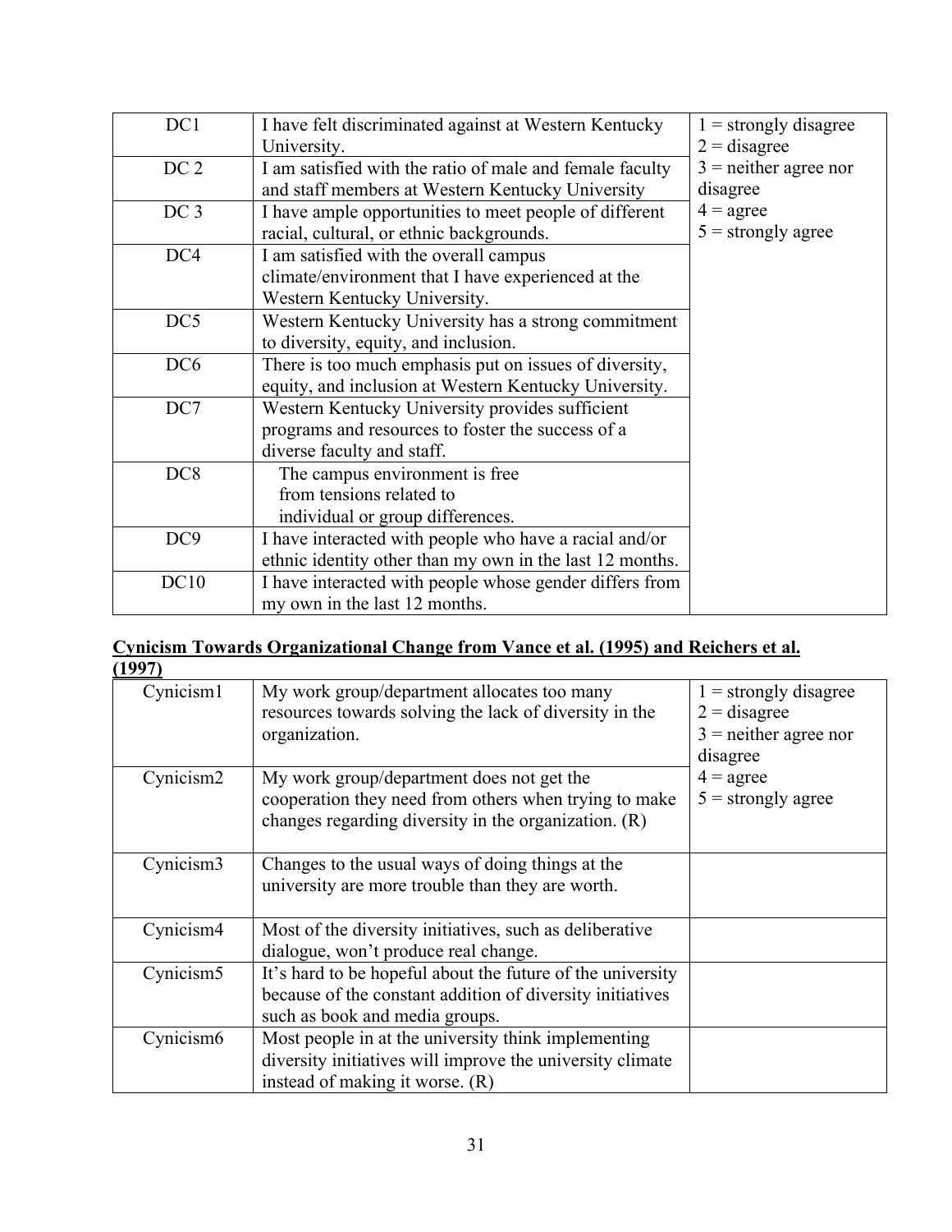| | | |
|---|---|---|
| DC1 | I have felt discriminated against at Western Kentucky University. | 1 = strongly disagree<br>2 = disagree<br>3 = neither agree nor disagree<br>4 = agree<br>5 = strongly agree |
| DC 2 | I am satisfied with the ratio of male and female faculty and staff members at Western Kentucky University | |
| DC 3 | I have ample opportunities to meet people of different racial, cultural, or ethnic backgrounds. | |
| DC4 | I am satisfied with the overall campus climate/environment that I have experienced at the Western Kentucky University. | |
| DC5 | Western Kentucky University has a strong commitment to diversity, equity, and inclusion. | |
| DC6 | There is too much emphasis put on issues of diversity, equity, and inclusion at Western Kentucky University. | |
| DC7 | Western Kentucky University provides sufficient programs and resources to foster the success of a diverse faculty and staff. | |
| DC8 | The campus environment is free from tensions related to individual or group differences. | |
| DC9 | I have interacted with people who have a racial and/or ethnic identity other than my own in the last 12 months. | |
| DC10 | I have interacted with people whose gender differs from my own in the last 12 months. | |

**<u>Cynicism Towards Organizational Change from Vance et al. (1995) and Reichers et al. (1997)</u>**

| | | |
|---|---|---|
| Cynicism1 | My work group/department allocates too many resources towards solving the lack of diversity in the organization. | 1 = strongly disagree<br>2 = disagree<br>3 = neither agree nor disagree<br>4 = agree<br>5 = strongly agree |
| Cynicism2 | My work group/department does not get the cooperation they need from others when trying to make changes regarding diversity in the organization. (R) | |
| Cynicism3 | Changes to the usual ways of doing things at the university are more trouble than they are worth. | |
| Cynicism4 | Most of the diversity initiatives, such as deliberative dialogue, won't produce real change. | |
| Cynicism5 | It's hard to be hopeful about the future of the university because of the constant addition of diversity initiatives such as book and media groups. | |
| Cynicism6 | Most people in at the university think implementing diversity initiatives will improve the university climate instead of making it worse. (R) | |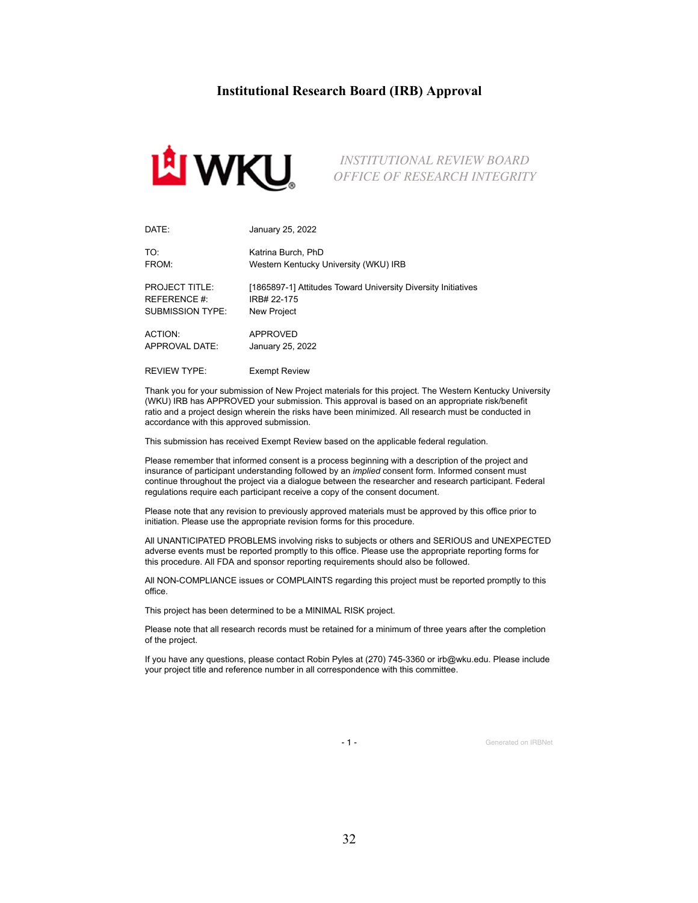# Institutional Research Board (IRB) Approval

WKU

*INSTITUTIONAL REVIEW BOARD*
*OFFICE OF RESEARCH INTEGRITY*

| | |
|---|---|
| DATE: | January 25, 2022 |
| TO: | Katrina Burch, PhD |
| FROM: | Western Kentucky University (WKU) IRB |
| PROJECT TITLE: | [1865897-1] Attitudes Toward University Diversity Initiatives |
| REFERENCE #: | IRB# 22-175 |
| SUBMISSION TYPE: | New Project |
| ACTION: | APPROVED |
| APPROVAL DATE: | January 25, 2022 |
| REVIEW TYPE: | Exempt Review |

Thank you for your submission of New Project materials for this project. The Western Kentucky University (WKU) IRB has APPROVED your submission. This approval is based on an appropriate risk/benefit ratio and a project design wherein the risks have been minimized. All research must be conducted in accordance with this approved submission.

This submission has received Exempt Review based on the applicable federal regulation.

Please remember that informed consent is a process beginning with a description of the project and insurance of participant understanding followed by an *implied* consent form. Informed consent must continue throughout the project via a dialogue between the researcher and research participant. Federal regulations require each participant receive a copy of the consent document.

Please note that any revision to previously approved materials must be approved by this office prior to initiation. Please use the appropriate revision forms for this procedure.

All UNANTICIPATED PROBLEMS involving risks to subjects or others and SERIOUS and UNEXPECTED adverse events must be reported promptly to this office. Please use the appropriate reporting forms for this procedure. All FDA and sponsor reporting requirements should also be followed.

All NON-COMPLIANCE issues or COMPLAINTS regarding this project must be reported promptly to this office.

This project has been determined to be a MINIMAL RISK project.

Please note that all research records must be retained for a minimum of three years after the completion of the project.

If you have any questions, please contact Robin Pyles at (270) 745-3360 or irb@wku.edu. Please include your project title and reference number in all correspondence with this committee.

Generated on IRBNet